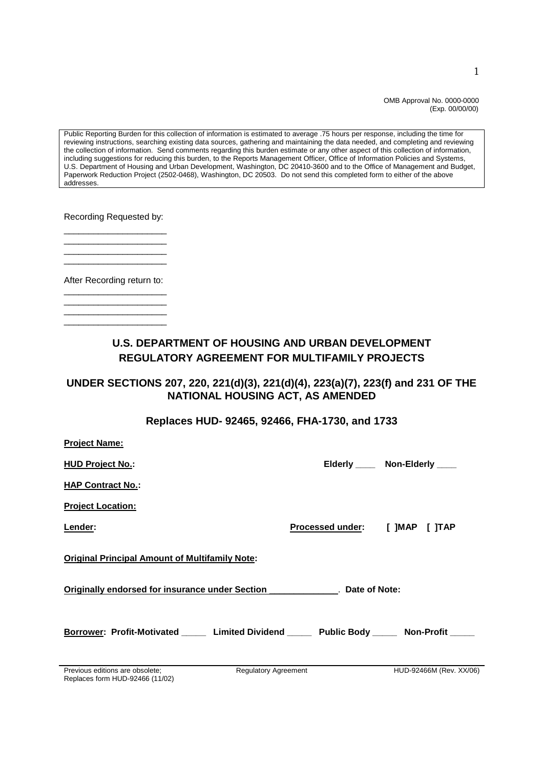OMB Approval No. 0000-0000
(Exp. 00/00/00)

Public Reporting Burden for this collection of information is estimated to average .75 hours per response, including the time for reviewing instructions, searching existing data sources, gathering and maintaining the data needed, and completing and reviewing the collection of information. Send comments regarding this burden estimate or any other aspect of this collection of information, including suggestions for reducing this burden, to the Reports Management Officer, Office of Information Policies and Systems, U.S. Department of Housing and Urban Development, Washington, DC 20410-3600 and to the Office of Management and Budget, Paperwork Reduction Project (2502-0468), Washington, DC 20503. Do not send this completed form to either of the above addresses.

Recording Requested by:

____________________
____________________
____________________
____________________

After Recording return to:

____________________
____________________
____________________
____________________

# U.S. DEPARTMENT OF HOUSING AND URBAN DEVELOPMENT REGULATORY AGREEMENT FOR MULTIFAMILY PROJECTS

## UNDER SECTIONS 207, 220, 221(d)(3), 221(d)(4), 223(a)(7), 223(f) and 231 OF THE NATIONAL HOUSING ACT, AS AMENDED

### Replaces HUD- 92465, 92466, FHA-1730, and 1733

**Project Name:**

**HUD Project No.:** **Elderly ____ Non-Elderly ____**

**HAP Contract No.:**

**Project Location:**

**Lender:** **Processed under: [ ]MAP [ ]TAP**

**Original Principal Amount of Multifamily Note:**

**Originally endorsed for insurance under Section _____________. Date of Note:**

**Borrower: Profit-Motivated _____ Limited Dividend _____ Public Body _____ Non-Profit _____**

Previous editions are obsolete; Replaces form HUD-92466 (11/02) — Regulatory Agreement — HUD-92466M (Rev. XX/06)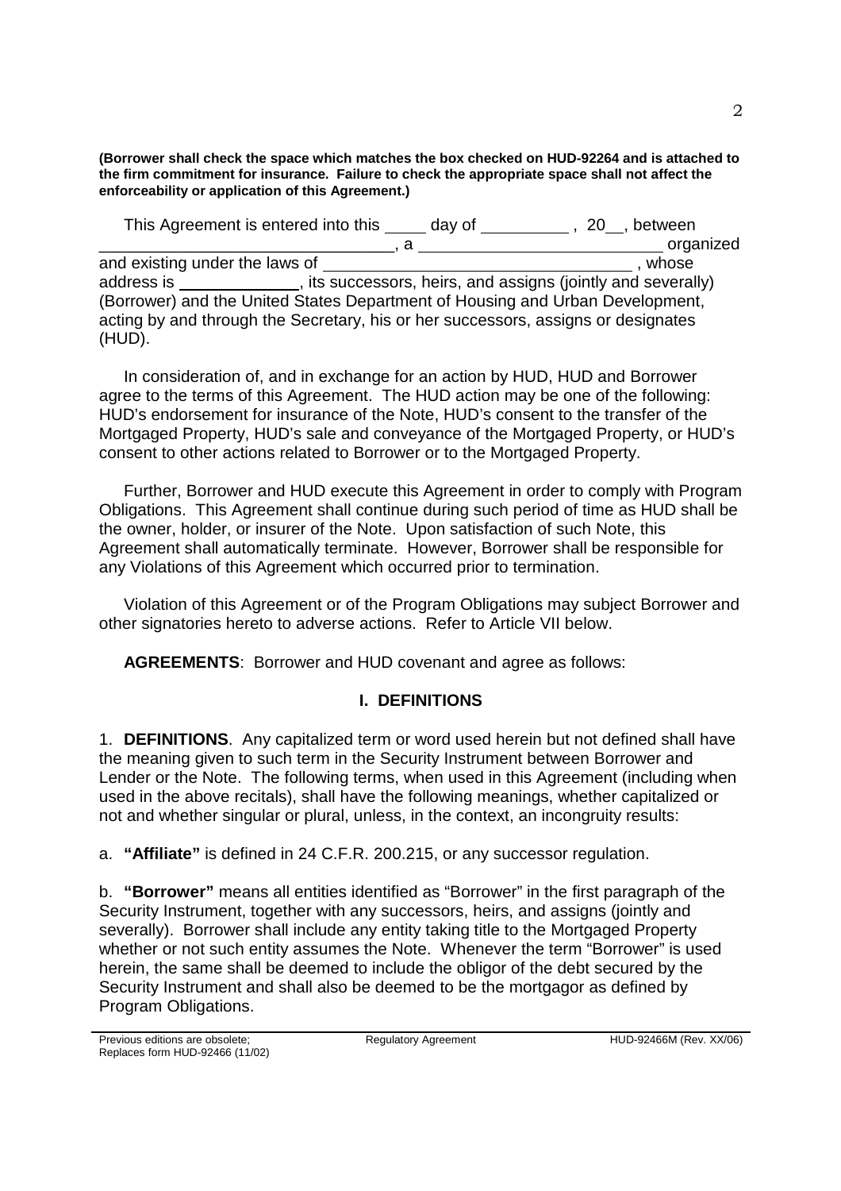**(Borrower shall check the space which matches the box checked on HUD-92264 and is attached to the firm commitment for insurance. Failure to check the appropriate space shall not affect the enforceability or application of this Agreement.)**

This Agreement is entered into this _____ day of __________ , 20__, between ________________________________, a ____________________________ organized and existing under the laws of ___________________________________ , whose address is ______________, its successors, heirs, and assigns (jointly and severally) (Borrower) and the United States Department of Housing and Urban Development, acting by and through the Secretary, his or her successors, assigns or designates (HUD).

In consideration of, and in exchange for an action by HUD, HUD and Borrower agree to the terms of this Agreement. The HUD action may be one of the following: HUD's endorsement for insurance of the Note, HUD's consent to the transfer of the Mortgaged Property, HUD's sale and conveyance of the Mortgaged Property, or HUD's consent to other actions related to Borrower or to the Mortgaged Property.

Further, Borrower and HUD execute this Agreement in order to comply with Program Obligations. This Agreement shall continue during such period of time as HUD shall be the owner, holder, or insurer of the Note. Upon satisfaction of such Note, this Agreement shall automatically terminate. However, Borrower shall be responsible for any Violations of this Agreement which occurred prior to termination.

Violation of this Agreement or of the Program Obligations may subject Borrower and other signatories hereto to adverse actions. Refer to Article VII below.

**AGREEMENTS**: Borrower and HUD covenant and agree as follows:

## I. DEFINITIONS

1. **DEFINITIONS**. Any capitalized term or word used herein but not defined shall have the meaning given to such term in the Security Instrument between Borrower and Lender or the Note. The following terms, when used in this Agreement (including when used in the above recitals), shall have the following meanings, whether capitalized or not and whether singular or plural, unless, in the context, an incongruity results:

a. **"Affiliate"** is defined in 24 C.F.R. 200.215, or any successor regulation.

b. **"Borrower"** means all entities identified as "Borrower" in the first paragraph of the Security Instrument, together with any successors, heirs, and assigns (jointly and severally). Borrower shall include any entity taking title to the Mortgaged Property whether or not such entity assumes the Note. Whenever the term "Borrower" is used herein, the same shall be deemed to include the obligor of the debt secured by the Security Instrument and shall also be deemed to be the mortgagor as defined by Program Obligations.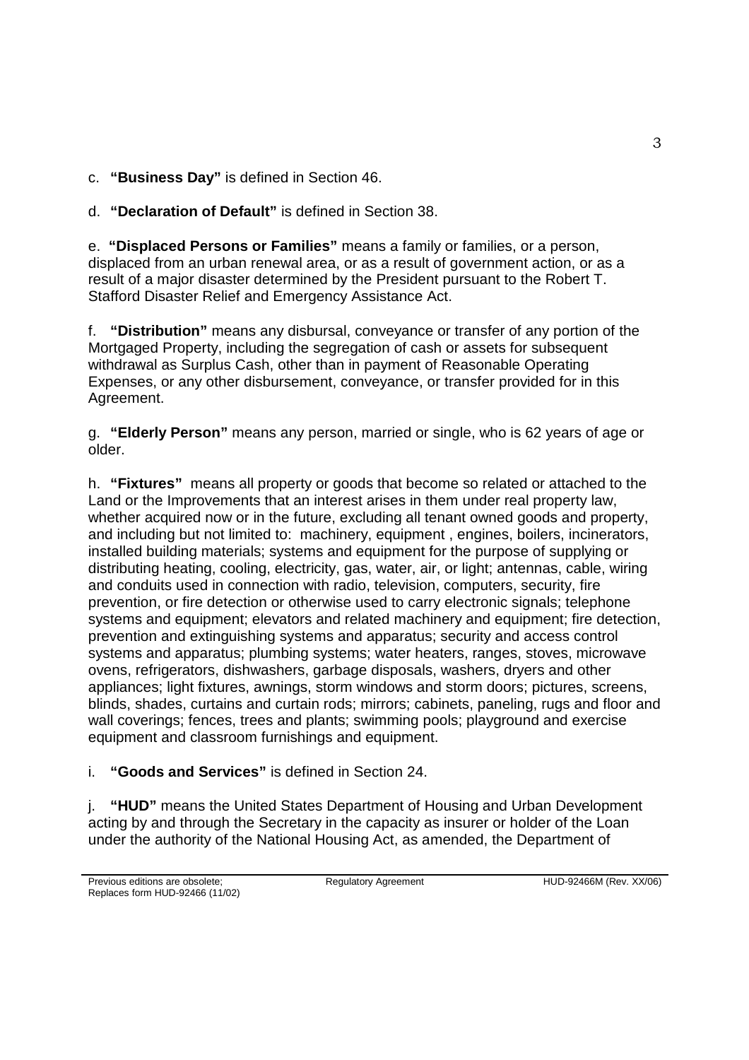c. **"Business Day"** is defined in Section 46.

d. **"Declaration of Default"** is defined in Section 38.

e. **"Displaced Persons or Families"** means a family or families, or a person, displaced from an urban renewal area, or as a result of government action, or as a result of a major disaster determined by the President pursuant to the Robert T. Stafford Disaster Relief and Emergency Assistance Act.

f. **"Distribution"** means any disbursal, conveyance or transfer of any portion of the Mortgaged Property, including the segregation of cash or assets for subsequent withdrawal as Surplus Cash, other than in payment of Reasonable Operating Expenses, or any other disbursement, conveyance, or transfer provided for in this Agreement.

g. **"Elderly Person"** means any person, married or single, who is 62 years of age or older.

h. **"Fixtures"** means all property or goods that become so related or attached to the Land or the Improvements that an interest arises in them under real property law, whether acquired now or in the future, excluding all tenant owned goods and property, and including but not limited to: machinery, equipment , engines, boilers, incinerators, installed building materials; systems and equipment for the purpose of supplying or distributing heating, cooling, electricity, gas, water, air, or light; antennas, cable, wiring and conduits used in connection with radio, television, computers, security, fire prevention, or fire detection or otherwise used to carry electronic signals; telephone systems and equipment; elevators and related machinery and equipment; fire detection, prevention and extinguishing systems and apparatus; security and access control systems and apparatus; plumbing systems; water heaters, ranges, stoves, microwave ovens, refrigerators, dishwashers, garbage disposals, washers, dryers and other appliances; light fixtures, awnings, storm windows and storm doors; pictures, screens, blinds, shades, curtains and curtain rods; mirrors; cabinets, paneling, rugs and floor and wall coverings; fences, trees and plants; swimming pools; playground and exercise equipment and classroom furnishings and equipment.

i. **"Goods and Services"** is defined in Section 24.

j. **"HUD"** means the United States Department of Housing and Urban Development acting by and through the Secretary in the capacity as insurer or holder of the Loan under the authority of the National Housing Act, as amended, the Department of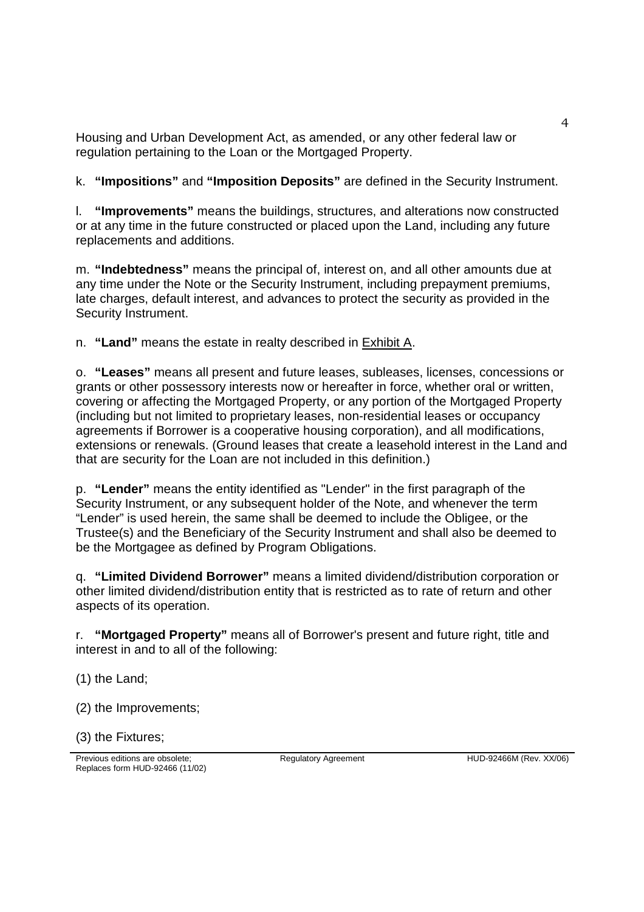Housing and Urban Development Act, as amended, or any other federal law or regulation pertaining to the Loan or the Mortgaged Property.

k. **"Impositions"** and **"Imposition Deposits"** are defined in the Security Instrument.

l. **"Improvements"** means the buildings, structures, and alterations now constructed or at any time in the future constructed or placed upon the Land, including any future replacements and additions.

m. **"Indebtedness"** means the principal of, interest on, and all other amounts due at any time under the Note or the Security Instrument, including prepayment premiums, late charges, default interest, and advances to protect the security as provided in the Security Instrument.

n. **"Land"** means the estate in realty described in Exhibit A.

o. **"Leases"** means all present and future leases, subleases, licenses, concessions or grants or other possessory interests now or hereafter in force, whether oral or written, covering or affecting the Mortgaged Property, or any portion of the Mortgaged Property (including but not limited to proprietary leases, non-residential leases or occupancy agreements if Borrower is a cooperative housing corporation), and all modifications, extensions or renewals. (Ground leases that create a leasehold interest in the Land and that are security for the Loan are not included in this definition.)

p. **"Lender"** means the entity identified as "Lender" in the first paragraph of the Security Instrument, or any subsequent holder of the Note, and whenever the term "Lender" is used herein, the same shall be deemed to include the Obligee, or the Trustee(s) and the Beneficiary of the Security Instrument and shall also be deemed to be the Mortgagee as defined by Program Obligations.

q. **"Limited Dividend Borrower"** means a limited dividend/distribution corporation or other limited dividend/distribution entity that is restricted as to rate of return and other aspects of its operation.

r. **"Mortgaged Property"** means all of Borrower's present and future right, title and interest in and to all of the following:

(1) the Land;

(2) the Improvements;

(3) the Fixtures;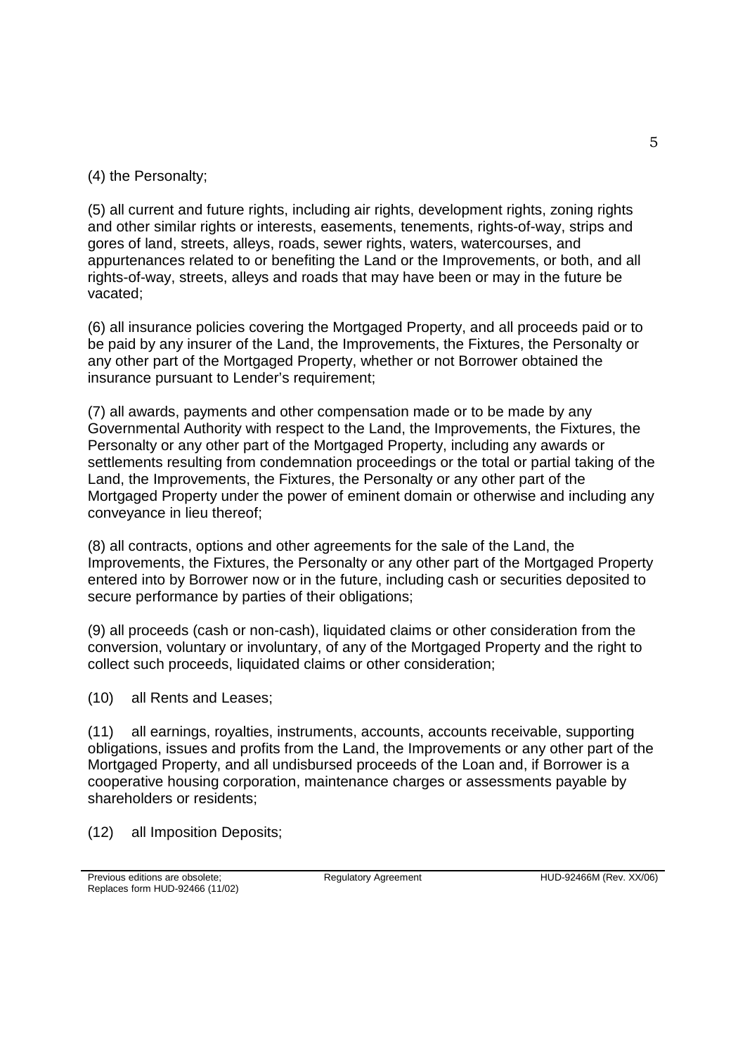(4) the Personalty;

(5) all current and future rights, including air rights, development rights, zoning rights and other similar rights or interests, easements, tenements, rights-of-way, strips and gores of land, streets, alleys, roads, sewer rights, waters, watercourses, and appurtenances related to or benefiting the Land or the Improvements, or both, and all rights-of-way, streets, alleys and roads that may have been or may in the future be vacated;

(6) all insurance policies covering the Mortgaged Property, and all proceeds paid or to be paid by any insurer of the Land, the Improvements, the Fixtures, the Personalty or any other part of the Mortgaged Property, whether or not Borrower obtained the insurance pursuant to Lender's requirement;

(7) all awards, payments and other compensation made or to be made by any Governmental Authority with respect to the Land, the Improvements, the Fixtures, the Personalty or any other part of the Mortgaged Property, including any awards or settlements resulting from condemnation proceedings or the total or partial taking of the Land, the Improvements, the Fixtures, the Personalty or any other part of the Mortgaged Property under the power of eminent domain or otherwise and including any conveyance in lieu thereof;

(8) all contracts, options and other agreements for the sale of the Land, the Improvements, the Fixtures, the Personalty or any other part of the Mortgaged Property entered into by Borrower now or in the future, including cash or securities deposited to secure performance by parties of their obligations;

(9) all proceeds (cash or non-cash), liquidated claims or other consideration from the conversion, voluntary or involuntary, of any of the Mortgaged Property and the right to collect such proceeds, liquidated claims or other consideration;

(10) all Rents and Leases;

(11) all earnings, royalties, instruments, accounts, accounts receivable, supporting obligations, issues and profits from the Land, the Improvements or any other part of the Mortgaged Property, and all undisbursed proceeds of the Loan and, if Borrower is a cooperative housing corporation, maintenance charges or assessments payable by shareholders or residents;

(12) all Imposition Deposits;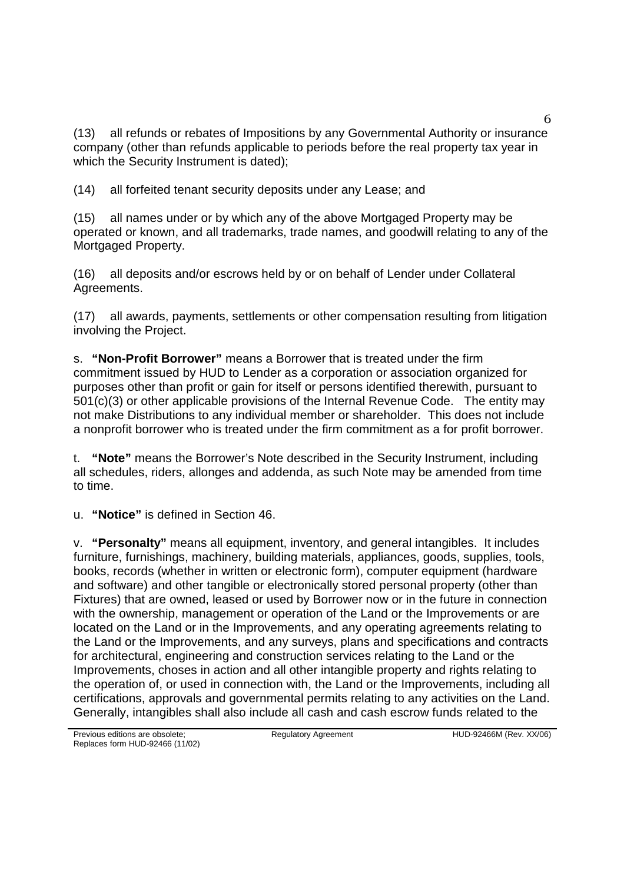(13) all refunds or rebates of Impositions by any Governmental Authority or insurance company (other than refunds applicable to periods before the real property tax year in which the Security Instrument is dated);

(14) all forfeited tenant security deposits under any Lease; and

(15) all names under or by which any of the above Mortgaged Property may be operated or known, and all trademarks, trade names, and goodwill relating to any of the Mortgaged Property.

(16) all deposits and/or escrows held by or on behalf of Lender under Collateral Agreements.

(17) all awards, payments, settlements or other compensation resulting from litigation involving the Project.

s. **"Non-Profit Borrower"** means a Borrower that is treated under the firm commitment issued by HUD to Lender as a corporation or association organized for purposes other than profit or gain for itself or persons identified therewith, pursuant to 501(c)(3) or other applicable provisions of the Internal Revenue Code. The entity may not make Distributions to any individual member or shareholder. This does not include a nonprofit borrower who is treated under the firm commitment as a for profit borrower.

t. **"Note"** means the Borrower's Note described in the Security Instrument, including all schedules, riders, allonges and addenda, as such Note may be amended from time to time.

u. **"Notice"** is defined in Section 46.

v. **"Personalty"** means all equipment, inventory, and general intangibles. It includes furniture, furnishings, machinery, building materials, appliances, goods, supplies, tools, books, records (whether in written or electronic form), computer equipment (hardware and software) and other tangible or electronically stored personal property (other than Fixtures) that are owned, leased or used by Borrower now or in the future in connection with the ownership, management or operation of the Land or the Improvements or are located on the Land or in the Improvements, and any operating agreements relating to the Land or the Improvements, and any surveys, plans and specifications and contracts for architectural, engineering and construction services relating to the Land or the Improvements, choses in action and all other intangible property and rights relating to the operation of, or used in connection with, the Land or the Improvements, including all certifications, approvals and governmental permits relating to any activities on the Land. Generally, intangibles shall also include all cash and cash escrow funds related to the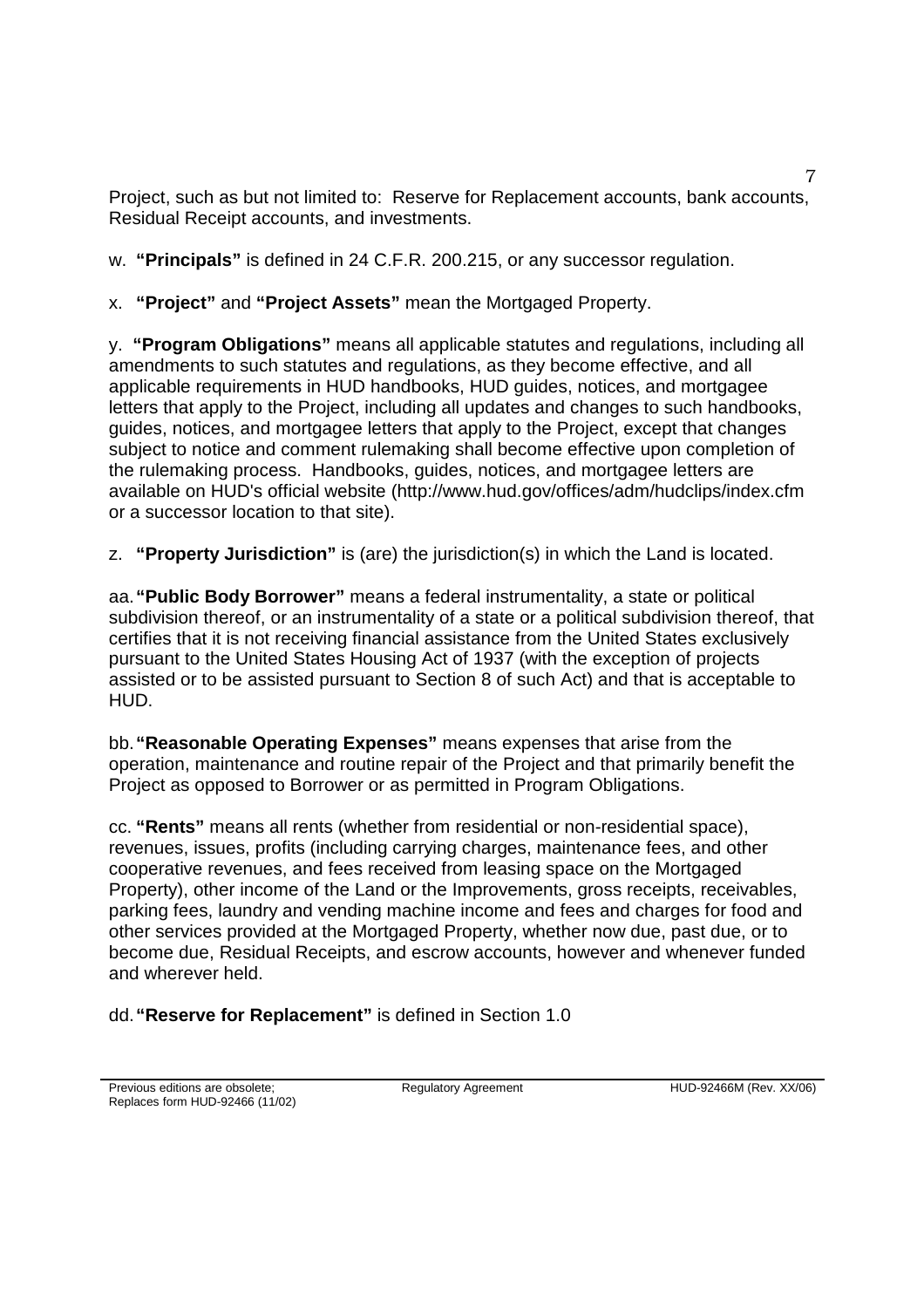Project, such as but not limited to: Reserve for Replacement accounts, bank accounts, Residual Receipt accounts, and investments.

w. **"Principals"** is defined in 24 C.F.R. 200.215, or any successor regulation.

x. **"Project"** and **"Project Assets"** mean the Mortgaged Property.

y. **"Program Obligations"** means all applicable statutes and regulations, including all amendments to such statutes and regulations, as they become effective, and all applicable requirements in HUD handbooks, HUD guides, notices, and mortgagee letters that apply to the Project, including all updates and changes to such handbooks, guides, notices, and mortgagee letters that apply to the Project, except that changes subject to notice and comment rulemaking shall become effective upon completion of the rulemaking process. Handbooks, guides, notices, and mortgagee letters are available on HUD's official website (http://www.hud.gov/offices/adm/hudclips/index.cfm or a successor location to that site).

z. **"Property Jurisdiction"** is (are) the jurisdiction(s) in which the Land is located.

aa. **"Public Body Borrower"** means a federal instrumentality, a state or political subdivision thereof, or an instrumentality of a state or a political subdivision thereof, that certifies that it is not receiving financial assistance from the United States exclusively pursuant to the United States Housing Act of 1937 (with the exception of projects assisted or to be assisted pursuant to Section 8 of such Act) and that is acceptable to HUD.

bb. **"Reasonable Operating Expenses"** means expenses that arise from the operation, maintenance and routine repair of the Project and that primarily benefit the Project as opposed to Borrower or as permitted in Program Obligations.

cc. **"Rents"** means all rents (whether from residential or non-residential space), revenues, issues, profits (including carrying charges, maintenance fees, and other cooperative revenues, and fees received from leasing space on the Mortgaged Property), other income of the Land or the Improvements, gross receipts, receivables, parking fees, laundry and vending machine income and fees and charges for food and other services provided at the Mortgaged Property, whether now due, past due, or to become due, Residual Receipts, and escrow accounts, however and whenever funded and wherever held.

dd. **"Reserve for Replacement"** is defined in Section 1.0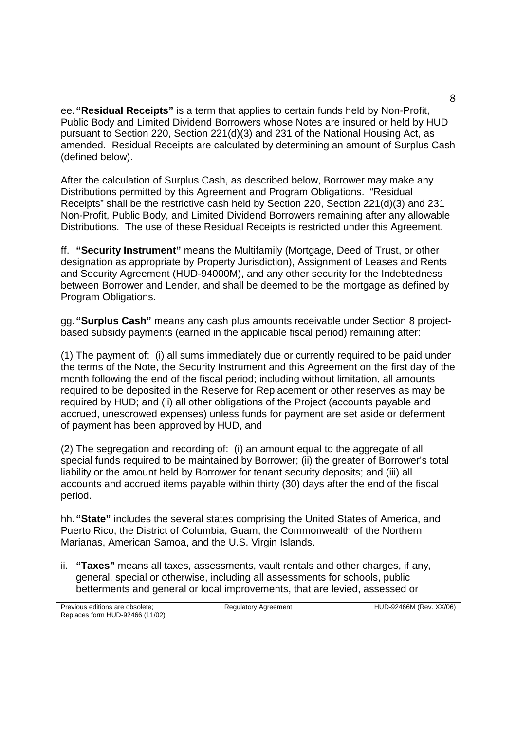ee. **"Residual Receipts"** is a term that applies to certain funds held by Non-Profit, Public Body and Limited Dividend Borrowers whose Notes are insured or held by HUD pursuant to Section 220, Section 221(d)(3) and 231 of the National Housing Act, as amended. Residual Receipts are calculated by determining an amount of Surplus Cash (defined below).

After the calculation of Surplus Cash, as described below, Borrower may make any Distributions permitted by this Agreement and Program Obligations. "Residual Receipts" shall be the restrictive cash held by Section 220, Section 221(d)(3) and 231 Non-Profit, Public Body, and Limited Dividend Borrowers remaining after any allowable Distributions. The use of these Residual Receipts is restricted under this Agreement.

ff. **"Security Instrument"** means the Multifamily (Mortgage, Deed of Trust, or other designation as appropriate by Property Jurisdiction), Assignment of Leases and Rents and Security Agreement (HUD-94000M), and any other security for the Indebtedness between Borrower and Lender, and shall be deemed to be the mortgage as defined by Program Obligations.

gg. **"Surplus Cash"** means any cash plus amounts receivable under Section 8 project-based subsidy payments (earned in the applicable fiscal period) remaining after:

(1) The payment of: (i) all sums immediately due or currently required to be paid under the terms of the Note, the Security Instrument and this Agreement on the first day of the month following the end of the fiscal period; including without limitation, all amounts required to be deposited in the Reserve for Replacement or other reserves as may be required by HUD; and (ii) all other obligations of the Project (accounts payable and accrued, unescrowed expenses) unless funds for payment are set aside or deferment of payment has been approved by HUD, and

(2) The segregation and recording of: (i) an amount equal to the aggregate of all special funds required to be maintained by Borrower; (ii) the greater of Borrower's total liability or the amount held by Borrower for tenant security deposits; and (iii) all accounts and accrued items payable within thirty (30) days after the end of the fiscal period.

hh. **"State"** includes the several states comprising the United States of America, and Puerto Rico, the District of Columbia, Guam, the Commonwealth of the Northern Marianas, American Samoa, and the U.S. Virgin Islands.

ii. **"Taxes"** means all taxes, assessments, vault rentals and other charges, if any, general, special or otherwise, including all assessments for schools, public betterments and general or local improvements, that are levied, assessed or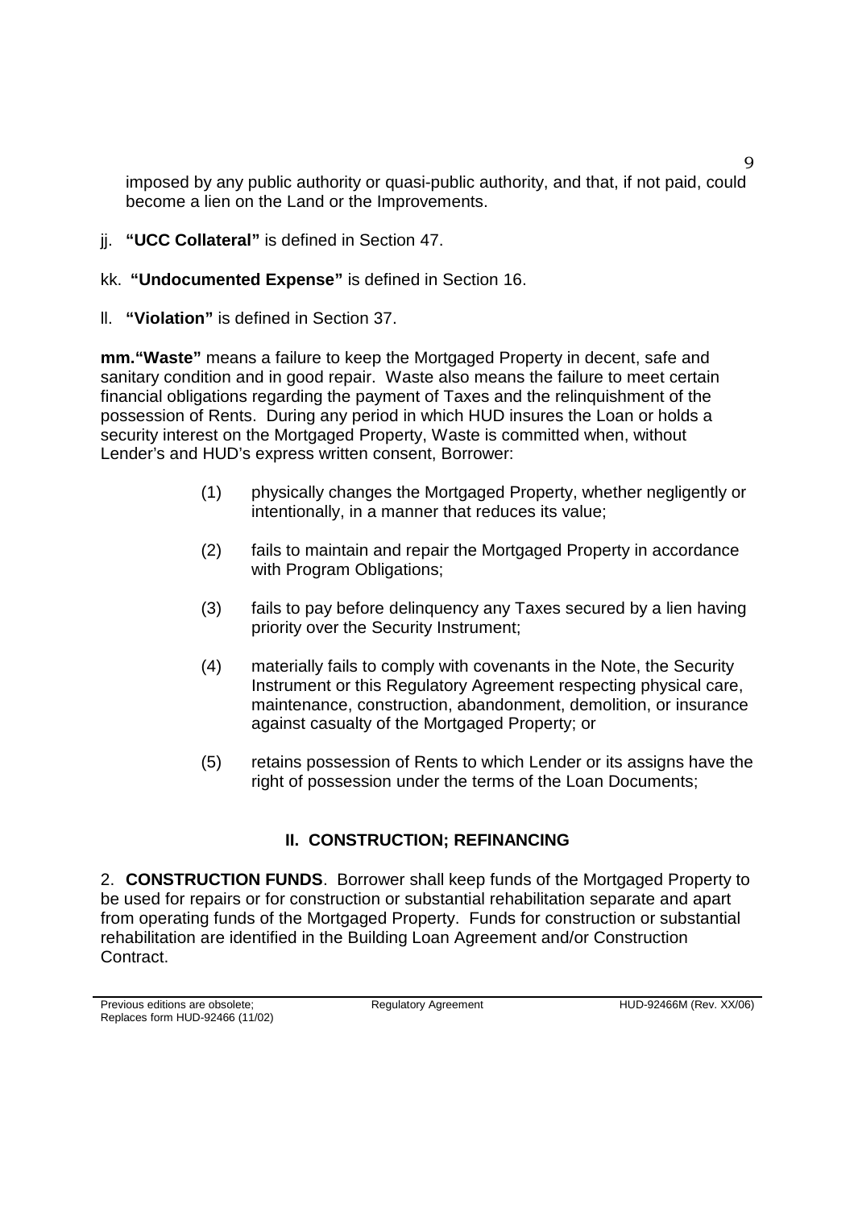imposed by any public authority or quasi-public authority, and that, if not paid, could become a lien on the Land or the Improvements.

jj. **"UCC Collateral"** is defined in Section 47.

kk. **"Undocumented Expense"** is defined in Section 16.

ll. **"Violation"** is defined in Section 37.

**mm. "Waste"** means a failure to keep the Mortgaged Property in decent, safe and sanitary condition and in good repair. Waste also means the failure to meet certain financial obligations regarding the payment of Taxes and the relinquishment of the possession of Rents. During any period in which HUD insures the Loan or holds a security interest on the Mortgaged Property, Waste is committed when, without Lender's and HUD's express written consent, Borrower:

(1) physically changes the Mortgaged Property, whether negligently or intentionally, in a manner that reduces its value;

(2) fails to maintain and repair the Mortgaged Property in accordance with Program Obligations;

(3) fails to pay before delinquency any Taxes secured by a lien having priority over the Security Instrument;

(4) materially fails to comply with covenants in the Note, the Security Instrument or this Regulatory Agreement respecting physical care, maintenance, construction, abandonment, demolition, or insurance against casualty of the Mortgaged Property; or

(5) retains possession of Rents to which Lender or its assigns have the right of possession under the terms of the Loan Documents;

## II. CONSTRUCTION; REFINANCING

2. **CONSTRUCTION FUNDS**. Borrower shall keep funds of the Mortgaged Property to be used for repairs or for construction or substantial rehabilitation separate and apart from operating funds of the Mortgaged Property. Funds for construction or substantial rehabilitation are identified in the Building Loan Agreement and/or Construction Contract.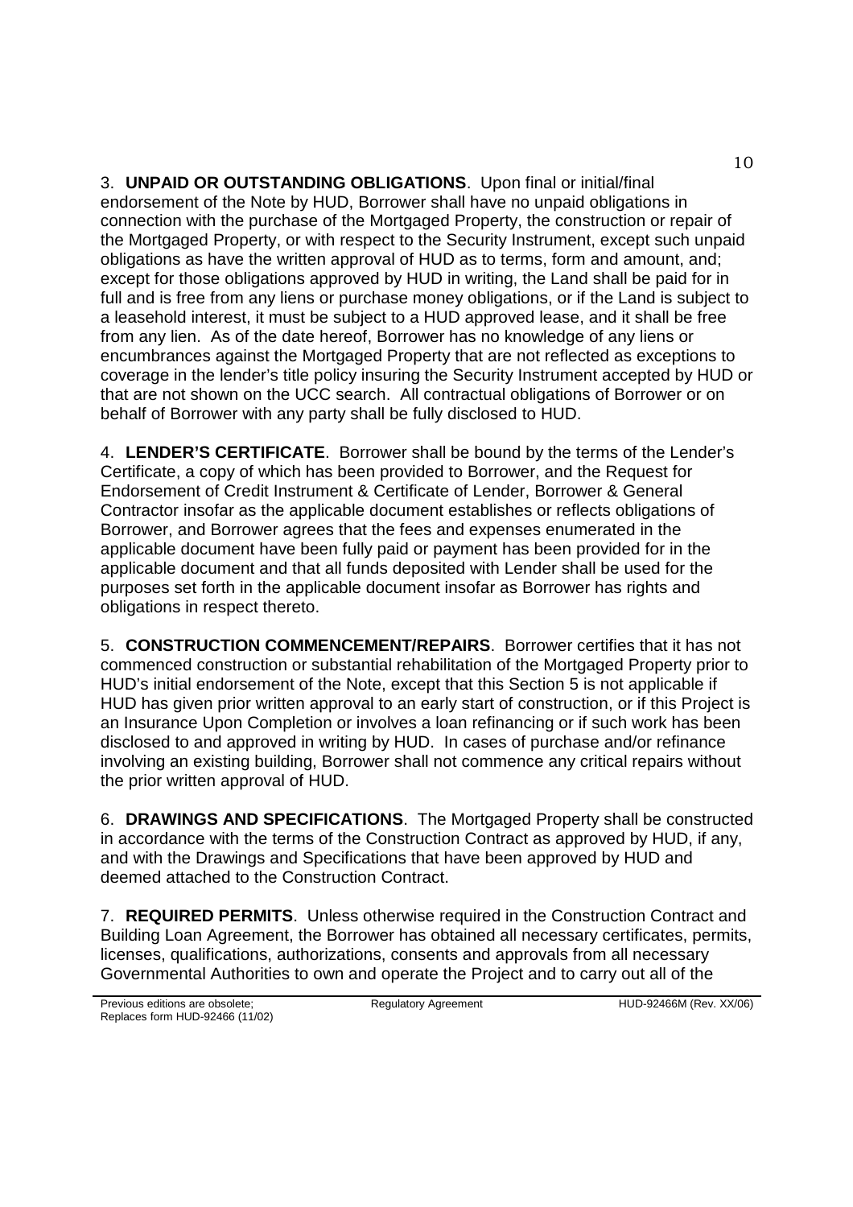3. **UNPAID OR OUTSTANDING OBLIGATIONS**. Upon final or initial/final endorsement of the Note by HUD, Borrower shall have no unpaid obligations in connection with the purchase of the Mortgaged Property, the construction or repair of the Mortgaged Property, or with respect to the Security Instrument, except such unpaid obligations as have the written approval of HUD as to terms, form and amount, and; except for those obligations approved by HUD in writing, the Land shall be paid for in full and is free from any liens or purchase money obligations, or if the Land is subject to a leasehold interest, it must be subject to a HUD approved lease, and it shall be free from any lien. As of the date hereof, Borrower has no knowledge of any liens or encumbrances against the Mortgaged Property that are not reflected as exceptions to coverage in the lender's title policy insuring the Security Instrument accepted by HUD or that are not shown on the UCC search. All contractual obligations of Borrower or on behalf of Borrower with any party shall be fully disclosed to HUD.

4. **LENDER'S CERTIFICATE**. Borrower shall be bound by the terms of the Lender's Certificate, a copy of which has been provided to Borrower, and the Request for Endorsement of Credit Instrument & Certificate of Lender, Borrower & General Contractor insofar as the applicable document establishes or reflects obligations of Borrower, and Borrower agrees that the fees and expenses enumerated in the applicable document have been fully paid or payment has been provided for in the applicable document and that all funds deposited with Lender shall be used for the purposes set forth in the applicable document insofar as Borrower has rights and obligations in respect thereto.

5. **CONSTRUCTION COMMENCEMENT/REPAIRS**. Borrower certifies that it has not commenced construction or substantial rehabilitation of the Mortgaged Property prior to HUD's initial endorsement of the Note, except that this Section 5 is not applicable if HUD has given prior written approval to an early start of construction, or if this Project is an Insurance Upon Completion or involves a loan refinancing or if such work has been disclosed to and approved in writing by HUD. In cases of purchase and/or refinance involving an existing building, Borrower shall not commence any critical repairs without the prior written approval of HUD.

6. **DRAWINGS AND SPECIFICATIONS**. The Mortgaged Property shall be constructed in accordance with the terms of the Construction Contract as approved by HUD, if any, and with the Drawings and Specifications that have been approved by HUD and deemed attached to the Construction Contract.

7. **REQUIRED PERMITS**. Unless otherwise required in the Construction Contract and Building Loan Agreement, the Borrower has obtained all necessary certificates, permits, licenses, qualifications, authorizations, consents and approvals from all necessary Governmental Authorities to own and operate the Project and to carry out all of the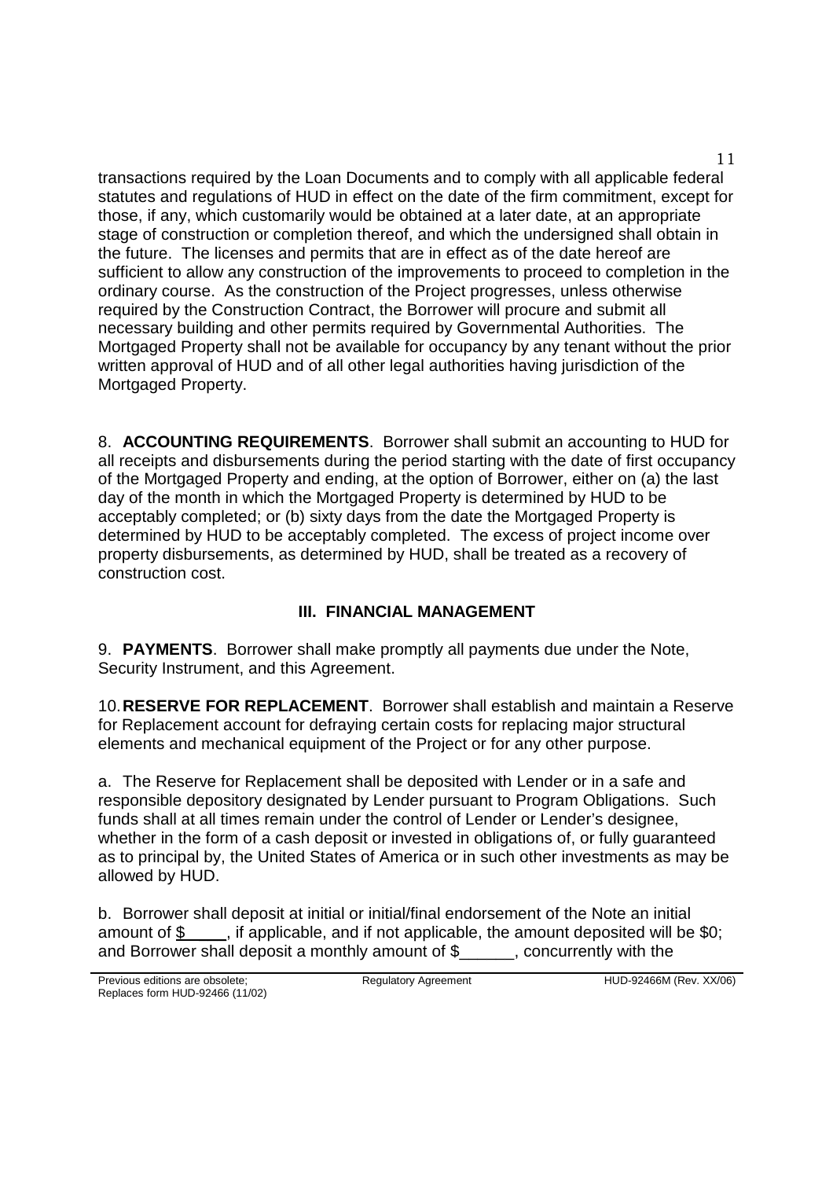transactions required by the Loan Documents and to comply with all applicable federal statutes and regulations of HUD in effect on the date of the firm commitment, except for those, if any, which customarily would be obtained at a later date, at an appropriate stage of construction or completion thereof, and which the undersigned shall obtain in the future. The licenses and permits that are in effect as of the date hereof are sufficient to allow any construction of the improvements to proceed to completion in the ordinary course. As the construction of the Project progresses, unless otherwise required by the Construction Contract, the Borrower will procure and submit all necessary building and other permits required by Governmental Authorities. The Mortgaged Property shall not be available for occupancy by any tenant without the prior written approval of HUD and of all other legal authorities having jurisdiction of the Mortgaged Property.

8. **ACCOUNTING REQUIREMENTS**. Borrower shall submit an accounting to HUD for all receipts and disbursements during the period starting with the date of first occupancy of the Mortgaged Property and ending, at the option of Borrower, either on (a) the last day of the month in which the Mortgaged Property is determined by HUD to be acceptably completed; or (b) sixty days from the date the Mortgaged Property is determined by HUD to be acceptably completed. The excess of project income over property disbursements, as determined by HUD, shall be treated as a recovery of construction cost.

## III. FINANCIAL MANAGEMENT

9. **PAYMENTS**. Borrower shall make promptly all payments due under the Note, Security Instrument, and this Agreement.

10. **RESERVE FOR REPLACEMENT**. Borrower shall establish and maintain a Reserve for Replacement account for defraying certain costs for replacing major structural elements and mechanical equipment of the Project or for any other purpose.

a. The Reserve for Replacement shall be deposited with Lender or in a safe and responsible depository designated by Lender pursuant to Program Obligations. Such funds shall at all times remain under the control of Lender or Lender's designee, whether in the form of a cash deposit or invested in obligations of, or fully guaranteed as to principal by, the United States of America or in such other investments as may be allowed by HUD.

b. Borrower shall deposit at initial or initial/final endorsement of the Note an initial amount of $_____, if applicable, and if not applicable, the amount deposited will be $0; and Borrower shall deposit a monthly amount of $______, concurrently with the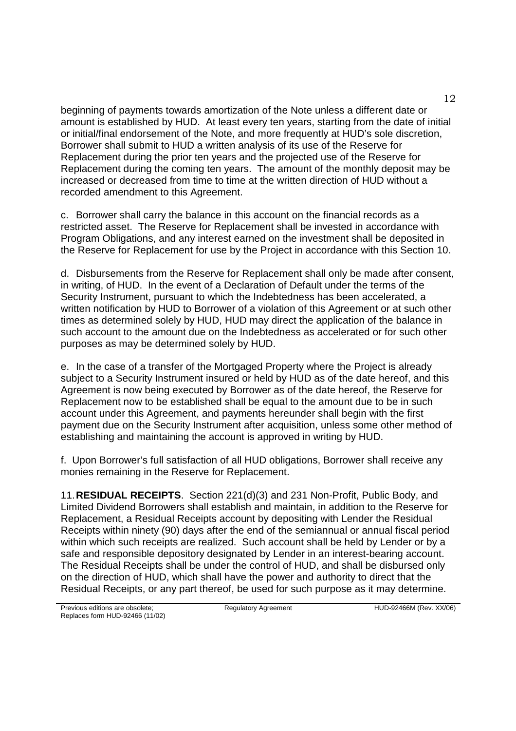beginning of payments towards amortization of the Note unless a different date or amount is established by HUD. At least every ten years, starting from the date of initial or initial/final endorsement of the Note, and more frequently at HUD's sole discretion, Borrower shall submit to HUD a written analysis of its use of the Reserve for Replacement during the prior ten years and the projected use of the Reserve for Replacement during the coming ten years. The amount of the monthly deposit may be increased or decreased from time to time at the written direction of HUD without a recorded amendment to this Agreement.

c. Borrower shall carry the balance in this account on the financial records as a restricted asset. The Reserve for Replacement shall be invested in accordance with Program Obligations, and any interest earned on the investment shall be deposited in the Reserve for Replacement for use by the Project in accordance with this Section 10.

d. Disbursements from the Reserve for Replacement shall only be made after consent, in writing, of HUD. In the event of a Declaration of Default under the terms of the Security Instrument, pursuant to which the Indebtedness has been accelerated, a written notification by HUD to Borrower of a violation of this Agreement or at such other times as determined solely by HUD, HUD may direct the application of the balance in such account to the amount due on the Indebtedness as accelerated or for such other purposes as may be determined solely by HUD.

e. In the case of a transfer of the Mortgaged Property where the Project is already subject to a Security Instrument insured or held by HUD as of the date hereof, and this Agreement is now being executed by Borrower as of the date hereof, the Reserve for Replacement now to be established shall be equal to the amount due to be in such account under this Agreement, and payments hereunder shall begin with the first payment due on the Security Instrument after acquisition, unless some other method of establishing and maintaining the account is approved in writing by HUD.

f. Upon Borrower's full satisfaction of all HUD obligations, Borrower shall receive any monies remaining in the Reserve for Replacement.

11. **RESIDUAL RECEIPTS**. Section 221(d)(3) and 231 Non-Profit, Public Body, and Limited Dividend Borrowers shall establish and maintain, in addition to the Reserve for Replacement, a Residual Receipts account by depositing with Lender the Residual Receipts within ninety (90) days after the end of the semiannual or annual fiscal period within which such receipts are realized. Such account shall be held by Lender or by a safe and responsible depository designated by Lender in an interest-bearing account. The Residual Receipts shall be under the control of HUD, and shall be disbursed only on the direction of HUD, which shall have the power and authority to direct that the Residual Receipts, or any part thereof, be used for such purpose as it may determine.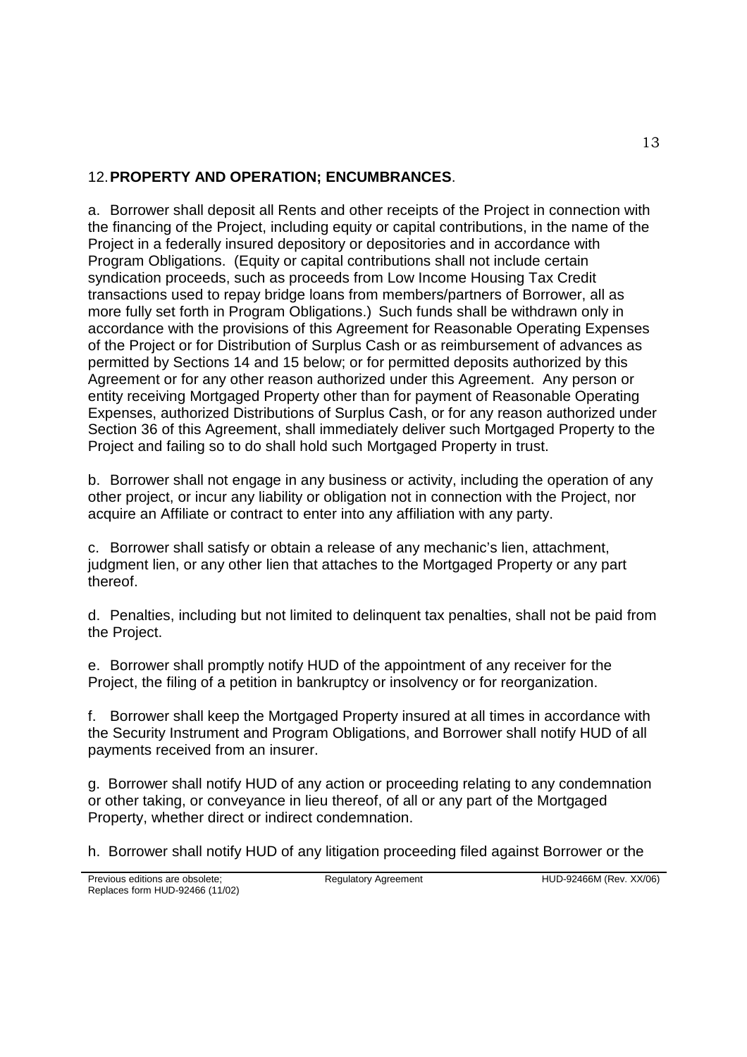## 12. **PROPERTY AND OPERATION; ENCUMBRANCES**.

a. Borrower shall deposit all Rents and other receipts of the Project in connection with the financing of the Project, including equity or capital contributions, in the name of the Project in a federally insured depository or depositories and in accordance with Program Obligations. (Equity or capital contributions shall not include certain syndication proceeds, such as proceeds from Low Income Housing Tax Credit transactions used to repay bridge loans from members/partners of Borrower, all as more fully set forth in Program Obligations.) Such funds shall be withdrawn only in accordance with the provisions of this Agreement for Reasonable Operating Expenses of the Project or for Distribution of Surplus Cash or as reimbursement of advances as permitted by Sections 14 and 15 below; or for permitted deposits authorized by this Agreement or for any other reason authorized under this Agreement. Any person or entity receiving Mortgaged Property other than for payment of Reasonable Operating Expenses, authorized Distributions of Surplus Cash, or for any reason authorized under Section 36 of this Agreement, shall immediately deliver such Mortgaged Property to the Project and failing so to do shall hold such Mortgaged Property in trust.

b. Borrower shall not engage in any business or activity, including the operation of any other project, or incur any liability or obligation not in connection with the Project, nor acquire an Affiliate or contract to enter into any affiliation with any party.

c. Borrower shall satisfy or obtain a release of any mechanic's lien, attachment, judgment lien, or any other lien that attaches to the Mortgaged Property or any part thereof.

d. Penalties, including but not limited to delinquent tax penalties, shall not be paid from the Project.

e. Borrower shall promptly notify HUD of the appointment of any receiver for the Project, the filing of a petition in bankruptcy or insolvency or for reorganization.

f. Borrower shall keep the Mortgaged Property insured at all times in accordance with the Security Instrument and Program Obligations, and Borrower shall notify HUD of all payments received from an insurer.

g. Borrower shall notify HUD of any action or proceeding relating to any condemnation or other taking, or conveyance in lieu thereof, of all or any part of the Mortgaged Property, whether direct or indirect condemnation.

h. Borrower shall notify HUD of any litigation proceeding filed against Borrower or the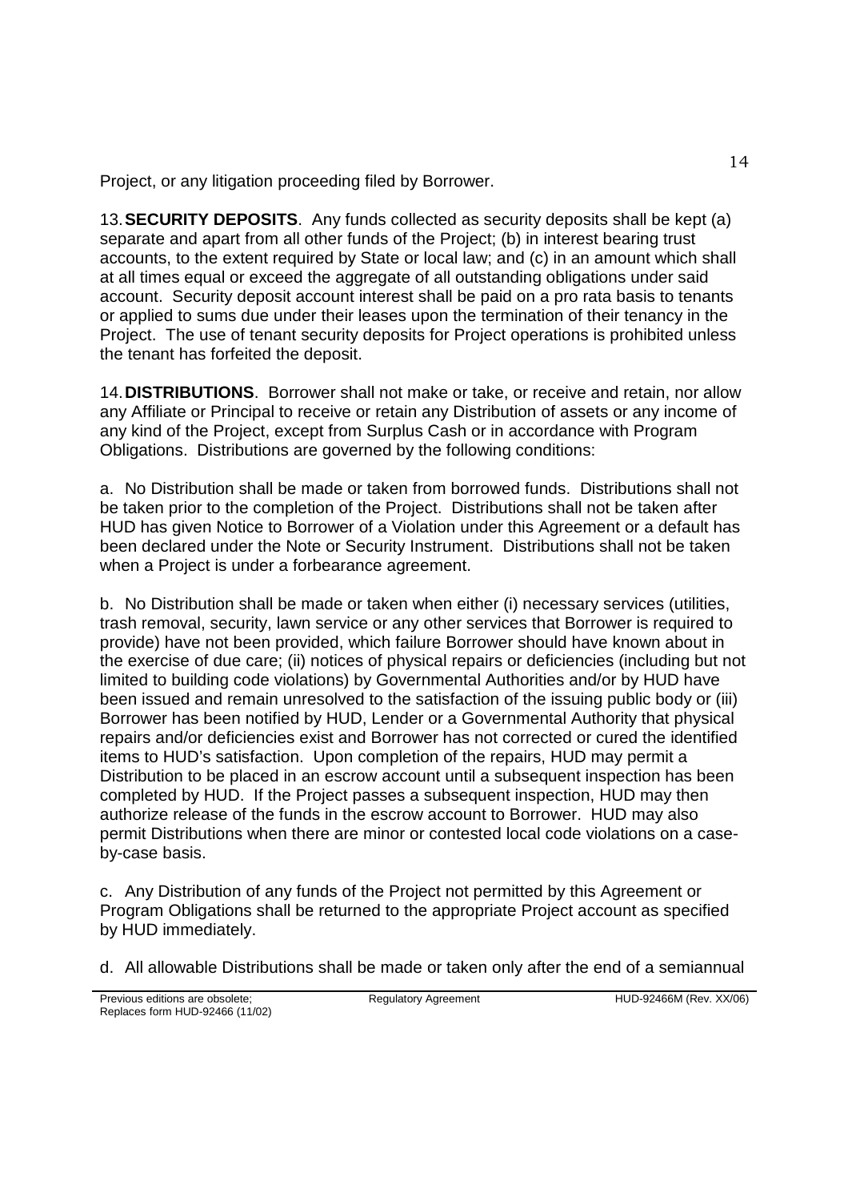Project, or any litigation proceeding filed by Borrower.

13. **SECURITY DEPOSITS**. Any funds collected as security deposits shall be kept (a) separate and apart from all other funds of the Project; (b) in interest bearing trust accounts, to the extent required by State or local law; and (c) in an amount which shall at all times equal or exceed the aggregate of all outstanding obligations under said account. Security deposit account interest shall be paid on a pro rata basis to tenants or applied to sums due under their leases upon the termination of their tenancy in the Project. The use of tenant security deposits for Project operations is prohibited unless the tenant has forfeited the deposit.

14. **DISTRIBUTIONS**. Borrower shall not make or take, or receive and retain, nor allow any Affiliate or Principal to receive or retain any Distribution of assets or any income of any kind of the Project, except from Surplus Cash or in accordance with Program Obligations. Distributions are governed by the following conditions:

a. No Distribution shall be made or taken from borrowed funds. Distributions shall not be taken prior to the completion of the Project. Distributions shall not be taken after HUD has given Notice to Borrower of a Violation under this Agreement or a default has been declared under the Note or Security Instrument. Distributions shall not be taken when a Project is under a forbearance agreement.

b. No Distribution shall be made or taken when either (i) necessary services (utilities, trash removal, security, lawn service or any other services that Borrower is required to provide) have not been provided, which failure Borrower should have known about in the exercise of due care; (ii) notices of physical repairs or deficiencies (including but not limited to building code violations) by Governmental Authorities and/or by HUD have been issued and remain unresolved to the satisfaction of the issuing public body or (iii) Borrower has been notified by HUD, Lender or a Governmental Authority that physical repairs and/or deficiencies exist and Borrower has not corrected or cured the identified items to HUD's satisfaction. Upon completion of the repairs, HUD may permit a Distribution to be placed in an escrow account until a subsequent inspection has been completed by HUD. If the Project passes a subsequent inspection, HUD may then authorize release of the funds in the escrow account to Borrower. HUD may also permit Distributions when there are minor or contested local code violations on a case-by-case basis.

c. Any Distribution of any funds of the Project not permitted by this Agreement or Program Obligations shall be returned to the appropriate Project account as specified by HUD immediately.

d. All allowable Distributions shall be made or taken only after the end of a semiannual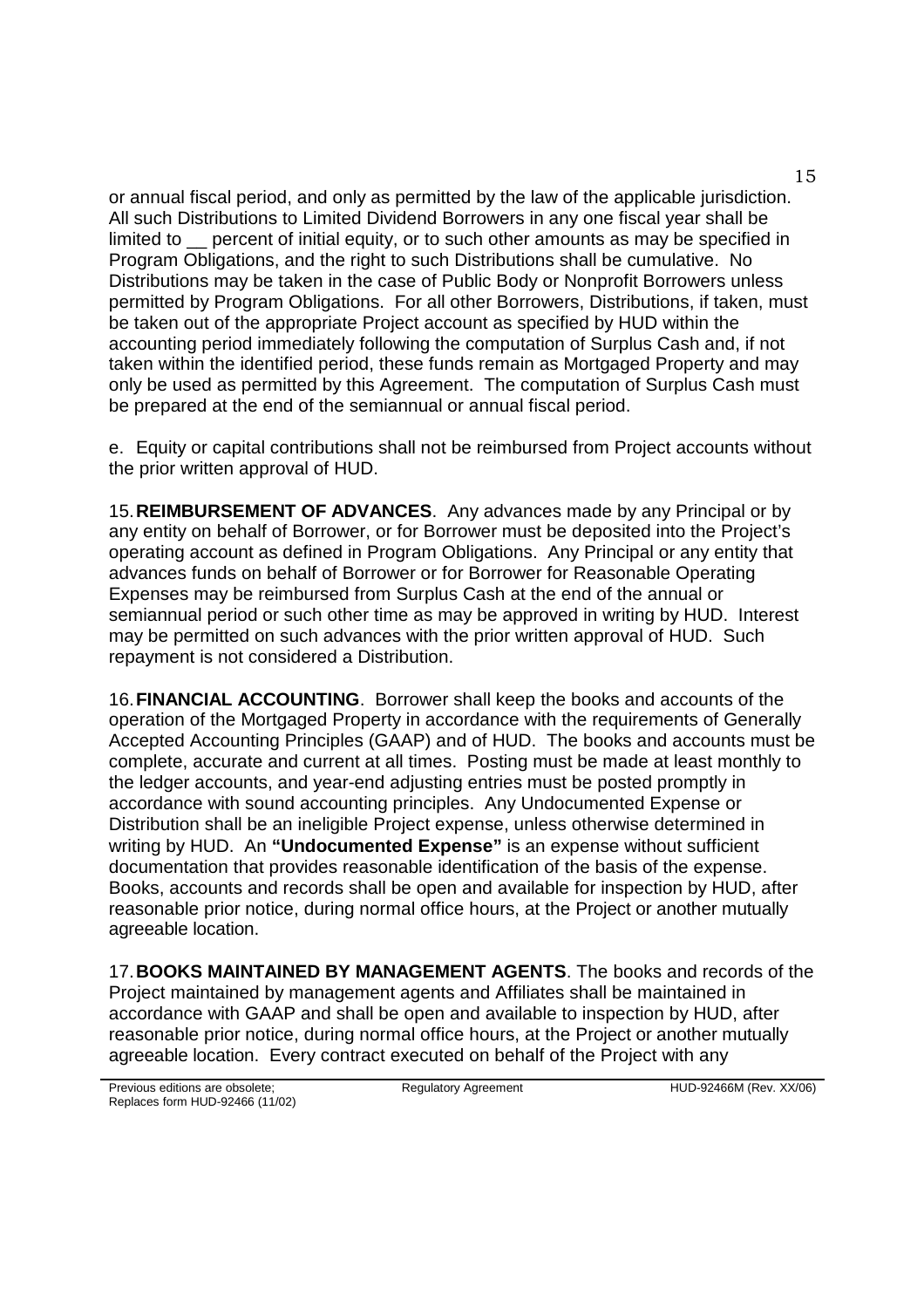or annual fiscal period, and only as permitted by the law of the applicable jurisdiction. All such Distributions to Limited Dividend Borrowers in any one fiscal year shall be limited to __ percent of initial equity, or to such other amounts as may be specified in Program Obligations, and the right to such Distributions shall be cumulative. No Distributions may be taken in the case of Public Body or Nonprofit Borrowers unless permitted by Program Obligations. For all other Borrowers, Distributions, if taken, must be taken out of the appropriate Project account as specified by HUD within the accounting period immediately following the computation of Surplus Cash and, if not taken within the identified period, these funds remain as Mortgaged Property and may only be used as permitted by this Agreement. The computation of Surplus Cash must be prepared at the end of the semiannual or annual fiscal period.

e. Equity or capital contributions shall not be reimbursed from Project accounts without the prior written approval of HUD.

15. **REIMBURSEMENT OF ADVANCES**. Any advances made by any Principal or by any entity on behalf of Borrower, or for Borrower must be deposited into the Project's operating account as defined in Program Obligations. Any Principal or any entity that advances funds on behalf of Borrower or for Borrower for Reasonable Operating Expenses may be reimbursed from Surplus Cash at the end of the annual or semiannual period or such other time as may be approved in writing by HUD. Interest may be permitted on such advances with the prior written approval of HUD. Such repayment is not considered a Distribution.

16. **FINANCIAL ACCOUNTING**. Borrower shall keep the books and accounts of the operation of the Mortgaged Property in accordance with the requirements of Generally Accepted Accounting Principles (GAAP) and of HUD. The books and accounts must be complete, accurate and current at all times. Posting must be made at least monthly to the ledger accounts, and year-end adjusting entries must be posted promptly in accordance with sound accounting principles. Any Undocumented Expense or Distribution shall be an ineligible Project expense, unless otherwise determined in writing by HUD. An **"Undocumented Expense"** is an expense without sufficient documentation that provides reasonable identification of the basis of the expense. Books, accounts and records shall be open and available for inspection by HUD, after reasonable prior notice, during normal office hours, at the Project or another mutually agreeable location.

17. **BOOKS MAINTAINED BY MANAGEMENT AGENTS**. The books and records of the Project maintained by management agents and Affiliates shall be maintained in accordance with GAAP and shall be open and available to inspection by HUD, after reasonable prior notice, during normal office hours, at the Project or another mutually agreeable location. Every contract executed on behalf of the Project with any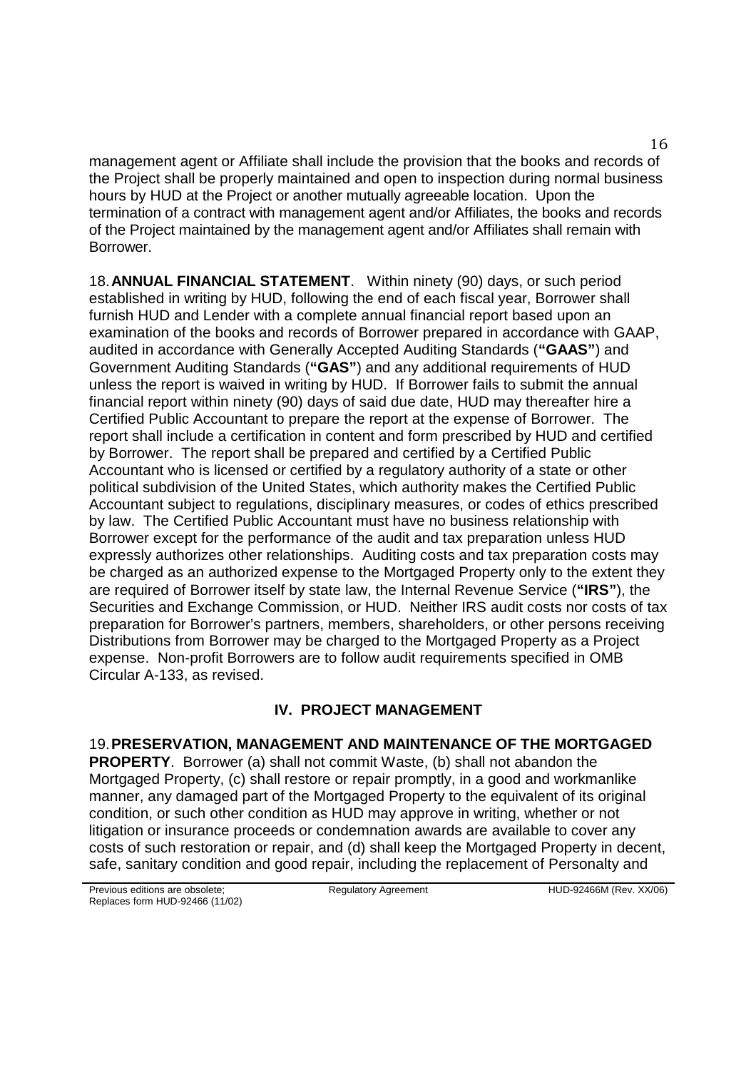management agent or Affiliate shall include the provision that the books and records of the Project shall be properly maintained and open to inspection during normal business hours by HUD at the Project or another mutually agreeable location. Upon the termination of a contract with management agent and/or Affiliates, the books and records of the Project maintained by the management agent and/or Affiliates shall remain with Borrower.

18. **ANNUAL FINANCIAL STATEMENT**. Within ninety (90) days, or such period established in writing by HUD, following the end of each fiscal year, Borrower shall furnish HUD and Lender with a complete annual financial report based upon an examination of the books and records of Borrower prepared in accordance with GAAP, audited in accordance with Generally Accepted Auditing Standards (**"GAAS"**) and Government Auditing Standards (**"GAS"**) and any additional requirements of HUD unless the report is waived in writing by HUD. If Borrower fails to submit the annual financial report within ninety (90) days of said due date, HUD may thereafter hire a Certified Public Accountant to prepare the report at the expense of Borrower. The report shall include a certification in content and form prescribed by HUD and certified by Borrower. The report shall be prepared and certified by a Certified Public Accountant who is licensed or certified by a regulatory authority of a state or other political subdivision of the United States, which authority makes the Certified Public Accountant subject to regulations, disciplinary measures, or codes of ethics prescribed by law. The Certified Public Accountant must have no business relationship with Borrower except for the performance of the audit and tax preparation unless HUD expressly authorizes other relationships. Auditing costs and tax preparation costs may be charged as an authorized expense to the Mortgaged Property only to the extent they are required of Borrower itself by state law, the Internal Revenue Service (**"IRS"**), the Securities and Exchange Commission, or HUD. Neither IRS audit costs nor costs of tax preparation for Borrower's partners, members, shareholders, or other persons receiving Distributions from Borrower may be charged to the Mortgaged Property as a Project expense. Non-profit Borrowers are to follow audit requirements specified in OMB Circular A-133, as revised.

## IV. PROJECT MANAGEMENT

19. **PRESERVATION, MANAGEMENT AND MAINTENANCE OF THE MORTGAGED PROPERTY**. Borrower (a) shall not commit Waste, (b) shall not abandon the Mortgaged Property, (c) shall restore or repair promptly, in a good and workmanlike manner, any damaged part of the Mortgaged Property to the equivalent of its original condition, or such other condition as HUD may approve in writing, whether or not litigation or insurance proceeds or condemnation awards are available to cover any costs of such restoration or repair, and (d) shall keep the Mortgaged Property in decent, safe, sanitary condition and good repair, including the replacement of Personalty and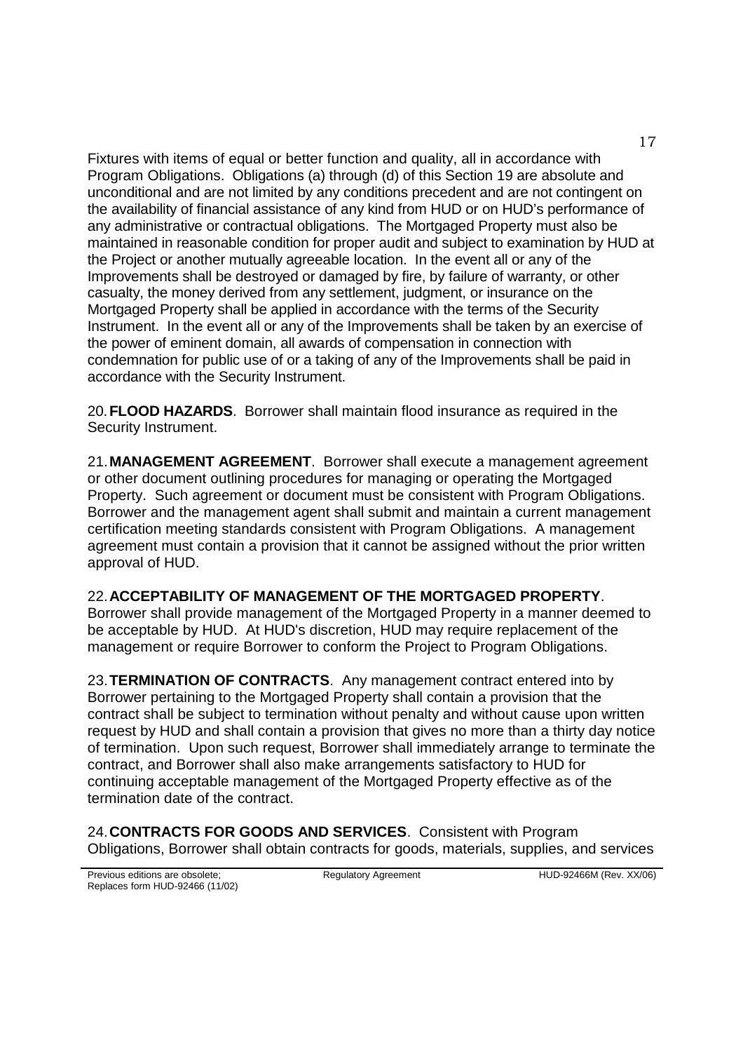Fixtures with items of equal or better function and quality, all in accordance with Program Obligations. Obligations (a) through (d) of this Section 19 are absolute and unconditional and are not limited by any conditions precedent and are not contingent on the availability of financial assistance of any kind from HUD or on HUD's performance of any administrative or contractual obligations. The Mortgaged Property must also be maintained in reasonable condition for proper audit and subject to examination by HUD at the Project or another mutually agreeable location. In the event all or any of the Improvements shall be destroyed or damaged by fire, by failure of warranty, or other casualty, the money derived from any settlement, judgment, or insurance on the Mortgaged Property shall be applied in accordance with the terms of the Security Instrument. In the event all or any of the Improvements shall be taken by an exercise of the power of eminent domain, all awards of compensation in connection with condemnation for public use of or a taking of any of the Improvements shall be paid in accordance with the Security Instrument.

20. **FLOOD HAZARDS**. Borrower shall maintain flood insurance as required in the Security Instrument.

21. **MANAGEMENT AGREEMENT**. Borrower shall execute a management agreement or other document outlining procedures for managing or operating the Mortgaged Property. Such agreement or document must be consistent with Program Obligations. Borrower and the management agent shall submit and maintain a current management certification meeting standards consistent with Program Obligations. A management agreement must contain a provision that it cannot be assigned without the prior written approval of HUD.

22. **ACCEPTABILITY OF MANAGEMENT OF THE MORTGAGED PROPERTY**. Borrower shall provide management of the Mortgaged Property in a manner deemed to be acceptable by HUD. At HUD's discretion, HUD may require replacement of the management or require Borrower to conform the Project to Program Obligations.

23. **TERMINATION OF CONTRACTS**. Any management contract entered into by Borrower pertaining to the Mortgaged Property shall contain a provision that the contract shall be subject to termination without penalty and without cause upon written request by HUD and shall contain a provision that gives no more than a thirty day notice of termination. Upon such request, Borrower shall immediately arrange to terminate the contract, and Borrower shall also make arrangements satisfactory to HUD for continuing acceptable management of the Mortgaged Property effective as of the termination date of the contract.

24. **CONTRACTS FOR GOODS AND SERVICES**. Consistent with Program Obligations, Borrower shall obtain contracts for goods, materials, supplies, and services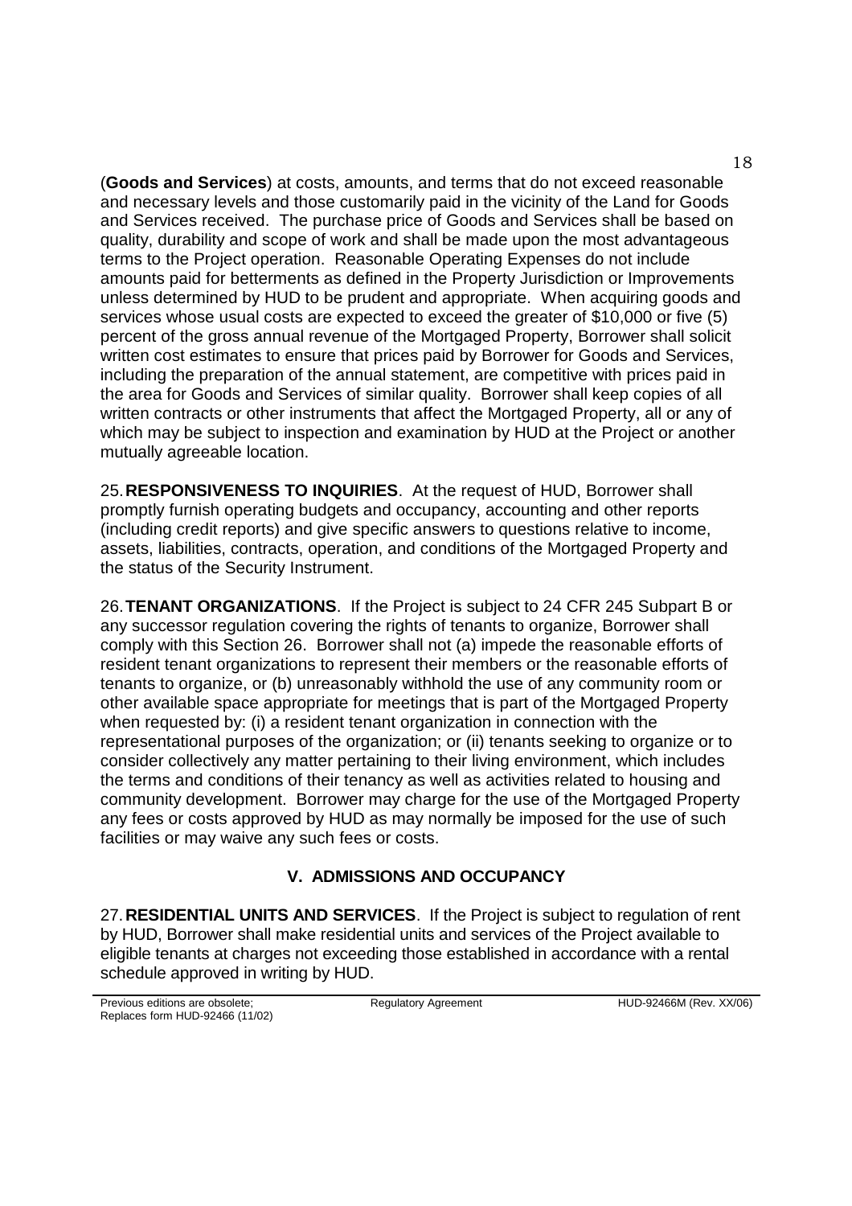(**Goods and Services**) at costs, amounts, and terms that do not exceed reasonable and necessary levels and those customarily paid in the vicinity of the Land for Goods and Services received. The purchase price of Goods and Services shall be based on quality, durability and scope of work and shall be made upon the most advantageous terms to the Project operation. Reasonable Operating Expenses do not include amounts paid for betterments as defined in the Property Jurisdiction or Improvements unless determined by HUD to be prudent and appropriate. When acquiring goods and services whose usual costs are expected to exceed the greater of $10,000 or five (5) percent of the gross annual revenue of the Mortgaged Property, Borrower shall solicit written cost estimates to ensure that prices paid by Borrower for Goods and Services, including the preparation of the annual statement, are competitive with prices paid in the area for Goods and Services of similar quality. Borrower shall keep copies of all written contracts or other instruments that affect the Mortgaged Property, all or any of which may be subject to inspection and examination by HUD at the Project or another mutually agreeable location.

25. **RESPONSIVENESS TO INQUIRIES**. At the request of HUD, Borrower shall promptly furnish operating budgets and occupancy, accounting and other reports (including credit reports) and give specific answers to questions relative to income, assets, liabilities, contracts, operation, and conditions of the Mortgaged Property and the status of the Security Instrument.

26. **TENANT ORGANIZATIONS**. If the Project is subject to 24 CFR 245 Subpart B or any successor regulation covering the rights of tenants to organize, Borrower shall comply with this Section 26. Borrower shall not (a) impede the reasonable efforts of resident tenant organizations to represent their members or the reasonable efforts of tenants to organize, or (b) unreasonably withhold the use of any community room or other available space appropriate for meetings that is part of the Mortgaged Property when requested by: (i) a resident tenant organization in connection with the representational purposes of the organization; or (ii) tenants seeking to organize or to consider collectively any matter pertaining to their living environment, which includes the terms and conditions of their tenancy as well as activities related to housing and community development. Borrower may charge for the use of the Mortgaged Property any fees or costs approved by HUD as may normally be imposed for the use of such facilities or may waive any such fees or costs.

## V. ADMISSIONS AND OCCUPANCY

27. **RESIDENTIAL UNITS AND SERVICES**. If the Project is subject to regulation of rent by HUD, Borrower shall make residential units and services of the Project available to eligible tenants at charges not exceeding those established in accordance with a rental schedule approved in writing by HUD.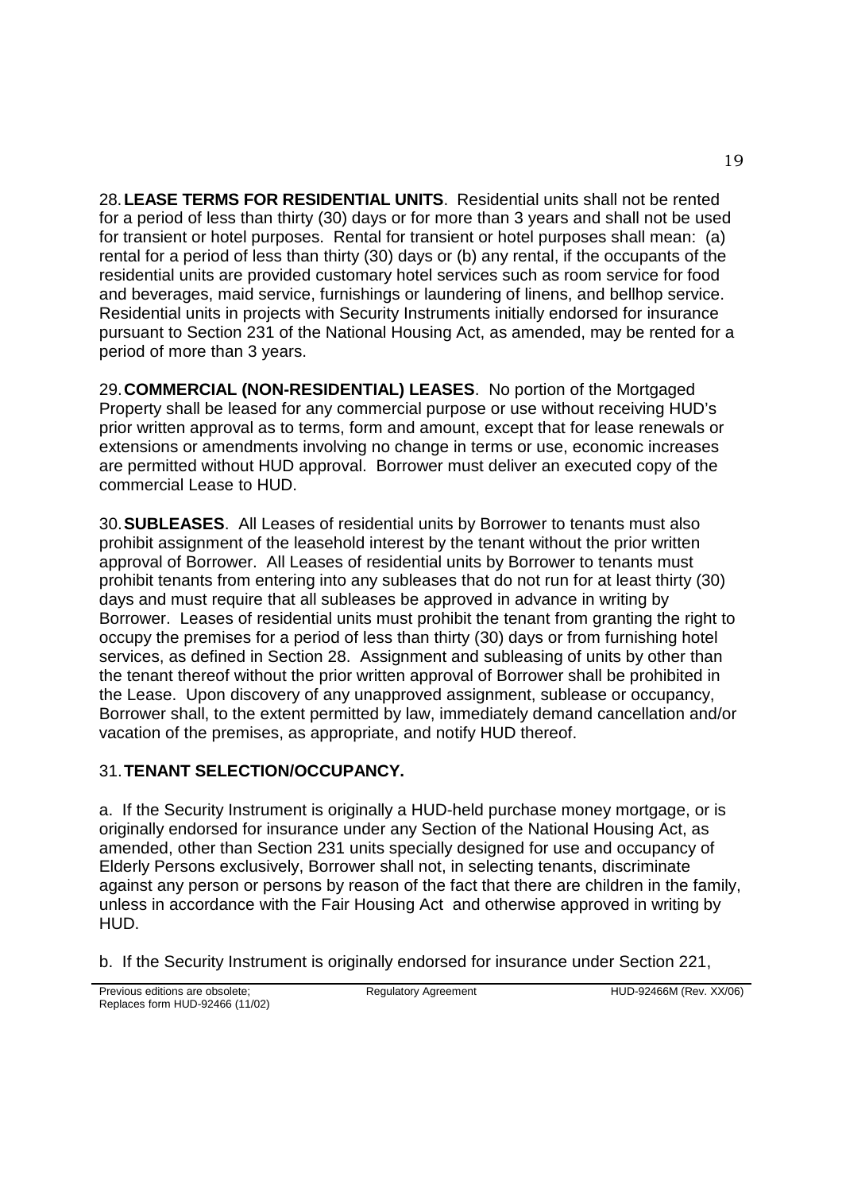28. **LEASE TERMS FOR RESIDENTIAL UNITS**. Residential units shall not be rented for a period of less than thirty (30) days or for more than 3 years and shall not be used for transient or hotel purposes. Rental for transient or hotel purposes shall mean: (a) rental for a period of less than thirty (30) days or (b) any rental, if the occupants of the residential units are provided customary hotel services such as room service for food and beverages, maid service, furnishings or laundering of linens, and bellhop service. Residential units in projects with Security Instruments initially endorsed for insurance pursuant to Section 231 of the National Housing Act, as amended, may be rented for a period of more than 3 years.

29. **COMMERCIAL (NON-RESIDENTIAL) LEASES**. No portion of the Mortgaged Property shall be leased for any commercial purpose or use without receiving HUD's prior written approval as to terms, form and amount, except that for lease renewals or extensions or amendments involving no change in terms or use, economic increases are permitted without HUD approval. Borrower must deliver an executed copy of the commercial Lease to HUD.

30. **SUBLEASES**. All Leases of residential units by Borrower to tenants must also prohibit assignment of the leasehold interest by the tenant without the prior written approval of Borrower. All Leases of residential units by Borrower to tenants must prohibit tenants from entering into any subleases that do not run for at least thirty (30) days and must require that all subleases be approved in advance in writing by Borrower. Leases of residential units must prohibit the tenant from granting the right to occupy the premises for a period of less than thirty (30) days or from furnishing hotel services, as defined in Section 28. Assignment and subleasing of units by other than the tenant thereof without the prior written approval of Borrower shall be prohibited in the Lease. Upon discovery of any unapproved assignment, sublease or occupancy, Borrower shall, to the extent permitted by law, immediately demand cancellation and/or vacation of the premises, as appropriate, and notify HUD thereof.

31. **TENANT SELECTION/OCCUPANCY.**

a. If the Security Instrument is originally a HUD-held purchase money mortgage, or is originally endorsed for insurance under any Section of the National Housing Act, as amended, other than Section 231 units specially designed for use and occupancy of Elderly Persons exclusively, Borrower shall not, in selecting tenants, discriminate against any person or persons by reason of the fact that there are children in the family, unless in accordance with the Fair Housing Act and otherwise approved in writing by HUD.

b. If the Security Instrument is originally endorsed for insurance under Section 221,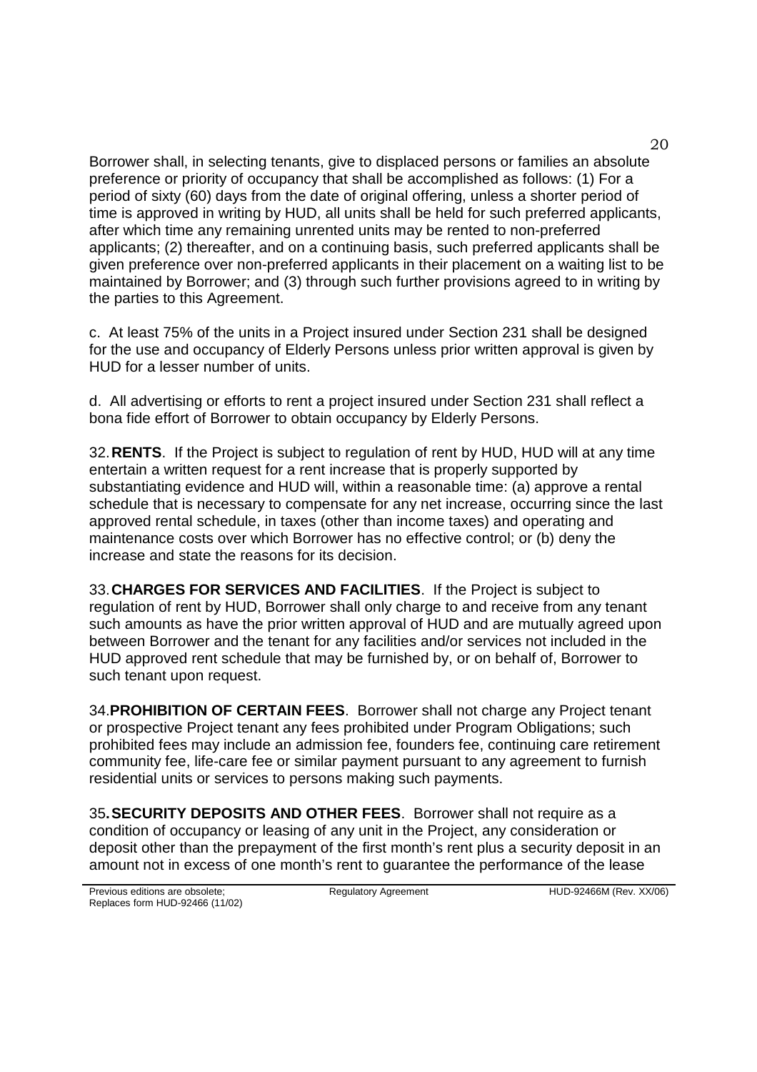Borrower shall, in selecting tenants, give to displaced persons or families an absolute preference or priority of occupancy that shall be accomplished as follows: (1) For a period of sixty (60) days from the date of original offering, unless a shorter period of time is approved in writing by HUD, all units shall be held for such preferred applicants, after which time any remaining unrented units may be rented to non-preferred applicants; (2) thereafter, and on a continuing basis, such preferred applicants shall be given preference over non-preferred applicants in their placement on a waiting list to be maintained by Borrower; and (3) through such further provisions agreed to in writing by the parties to this Agreement.

c. At least 75% of the units in a Project insured under Section 231 shall be designed for the use and occupancy of Elderly Persons unless prior written approval is given by HUD for a lesser number of units.

d. All advertising or efforts to rent a project insured under Section 231 shall reflect a bona fide effort of Borrower to obtain occupancy by Elderly Persons.

32. **RENTS**. If the Project is subject to regulation of rent by HUD, HUD will at any time entertain a written request for a rent increase that is properly supported by substantiating evidence and HUD will, within a reasonable time: (a) approve a rental schedule that is necessary to compensate for any net increase, occurring since the last approved rental schedule, in taxes (other than income taxes) and operating and maintenance costs over which Borrower has no effective control; or (b) deny the increase and state the reasons for its decision.

33. **CHARGES FOR SERVICES AND FACILITIES**. If the Project is subject to regulation of rent by HUD, Borrower shall only charge to and receive from any tenant such amounts as have the prior written approval of HUD and are mutually agreed upon between Borrower and the tenant for any facilities and/or services not included in the HUD approved rent schedule that may be furnished by, or on behalf of, Borrower to such tenant upon request.

34. **PROHIBITION OF CERTAIN FEES**. Borrower shall not charge any Project tenant or prospective Project tenant any fees prohibited under Program Obligations; such prohibited fees may include an admission fee, founders fee, continuing care retirement community fee, life-care fee or similar payment pursuant to any agreement to furnish residential units or services to persons making such payments.

35**. SECURITY DEPOSITS AND OTHER FEES**. Borrower shall not require as a condition of occupancy or leasing of any unit in the Project, any consideration or deposit other than the prepayment of the first month's rent plus a security deposit in an amount not in excess of one month's rent to guarantee the performance of the lease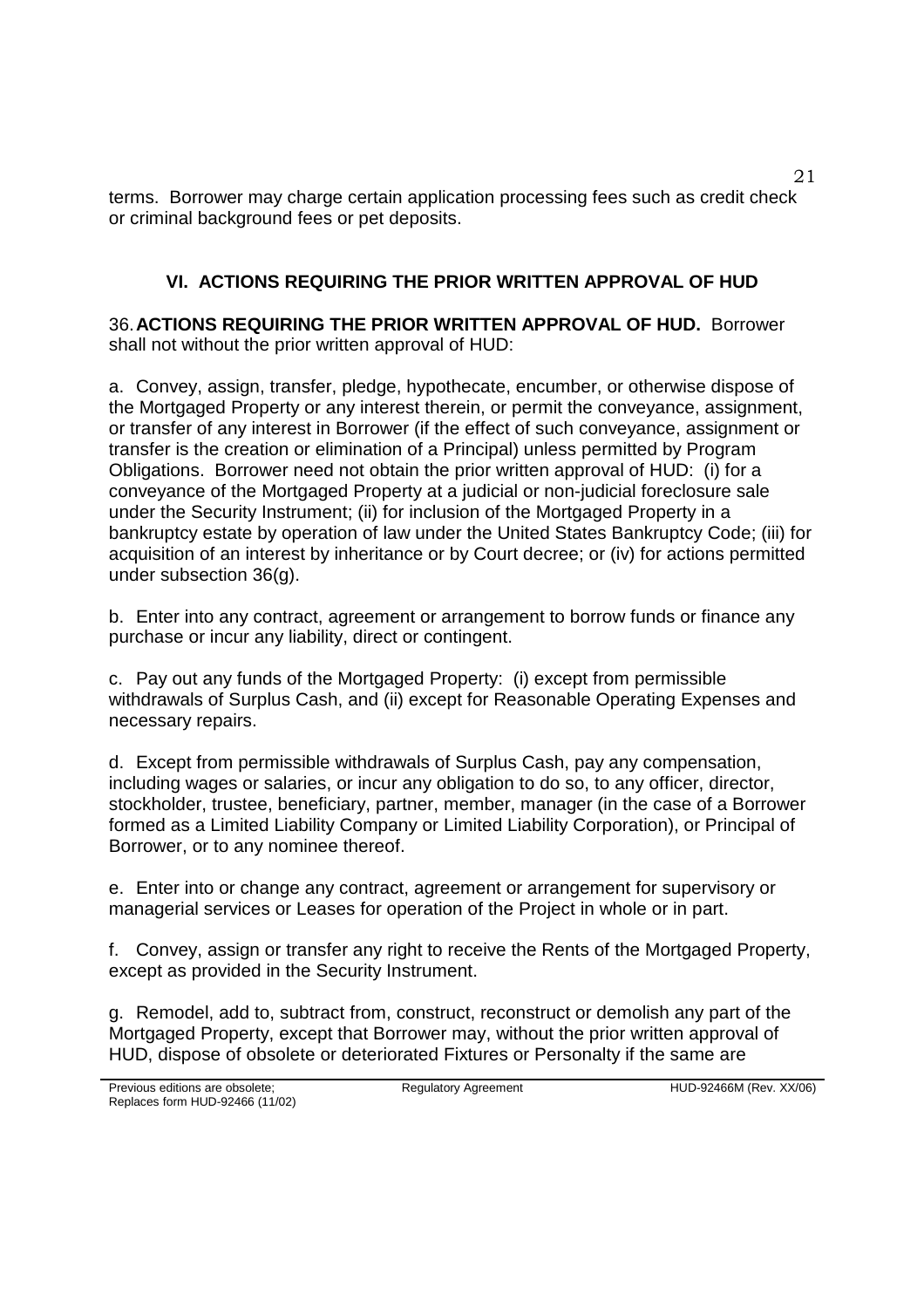terms. Borrower may charge certain application processing fees such as credit check or criminal background fees or pet deposits.

## VI. ACTIONS REQUIRING THE PRIOR WRITTEN APPROVAL OF HUD

36. **ACTIONS REQUIRING THE PRIOR WRITTEN APPROVAL OF HUD.** Borrower shall not without the prior written approval of HUD:

a. Convey, assign, transfer, pledge, hypothecate, encumber, or otherwise dispose of the Mortgaged Property or any interest therein, or permit the conveyance, assignment, or transfer of any interest in Borrower (if the effect of such conveyance, assignment or transfer is the creation or elimination of a Principal) unless permitted by Program Obligations. Borrower need not obtain the prior written approval of HUD: (i) for a conveyance of the Mortgaged Property at a judicial or non-judicial foreclosure sale under the Security Instrument; (ii) for inclusion of the Mortgaged Property in a bankruptcy estate by operation of law under the United States Bankruptcy Code; (iii) for acquisition of an interest by inheritance or by Court decree; or (iv) for actions permitted under subsection 36(g).

b. Enter into any contract, agreement or arrangement to borrow funds or finance any purchase or incur any liability, direct or contingent.

c. Pay out any funds of the Mortgaged Property: (i) except from permissible withdrawals of Surplus Cash, and (ii) except for Reasonable Operating Expenses and necessary repairs.

d. Except from permissible withdrawals of Surplus Cash, pay any compensation, including wages or salaries, or incur any obligation to do so, to any officer, director, stockholder, trustee, beneficiary, partner, member, manager (in the case of a Borrower formed as a Limited Liability Company or Limited Liability Corporation), or Principal of Borrower, or to any nominee thereof.

e. Enter into or change any contract, agreement or arrangement for supervisory or managerial services or Leases for operation of the Project in whole or in part.

f. Convey, assign or transfer any right to receive the Rents of the Mortgaged Property, except as provided in the Security Instrument.

g. Remodel, add to, subtract from, construct, reconstruct or demolish any part of the Mortgaged Property, except that Borrower may, without the prior written approval of HUD, dispose of obsolete or deteriorated Fixtures or Personalty if the same are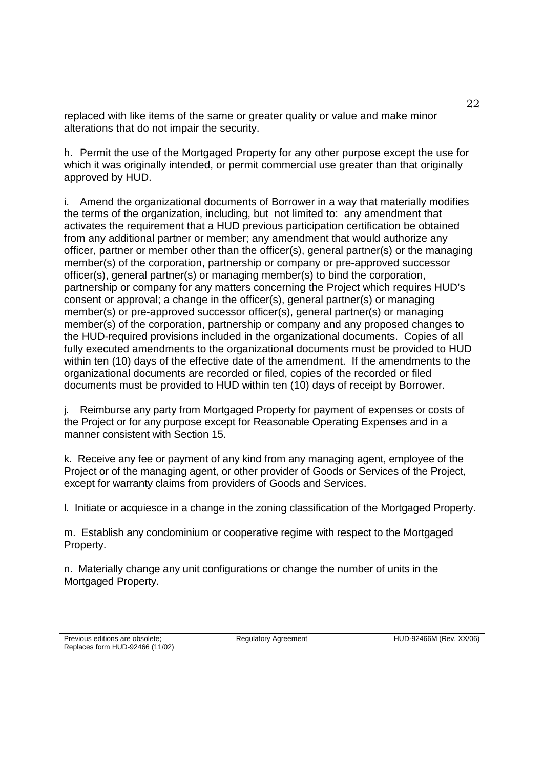replaced with like items of the same or greater quality or value and make minor alterations that do not impair the security.

h. Permit the use of the Mortgaged Property for any other purpose except the use for which it was originally intended, or permit commercial use greater than that originally approved by HUD.

i. Amend the organizational documents of Borrower in a way that materially modifies the terms of the organization, including, but not limited to: any amendment that activates the requirement that a HUD previous participation certification be obtained from any additional partner or member; any amendment that would authorize any officer, partner or member other than the officer(s), general partner(s) or the managing member(s) of the corporation, partnership or company or pre-approved successor officer(s), general partner(s) or managing member(s) to bind the corporation, partnership or company for any matters concerning the Project which requires HUD's consent or approval; a change in the officer(s), general partner(s) or managing member(s) or pre-approved successor officer(s), general partner(s) or managing member(s) of the corporation, partnership or company and any proposed changes to the HUD-required provisions included in the organizational documents. Copies of all fully executed amendments to the organizational documents must be provided to HUD within ten (10) days of the effective date of the amendment. If the amendments to the organizational documents are recorded or filed, copies of the recorded or filed documents must be provided to HUD within ten (10) days of receipt by Borrower.

j. Reimburse any party from Mortgaged Property for payment of expenses or costs of the Project or for any purpose except for Reasonable Operating Expenses and in a manner consistent with Section 15.

k. Receive any fee or payment of any kind from any managing agent, employee of the Project or of the managing agent, or other provider of Goods or Services of the Project, except for warranty claims from providers of Goods and Services.

l. Initiate or acquiesce in a change in the zoning classification of the Mortgaged Property.

m. Establish any condominium or cooperative regime with respect to the Mortgaged Property.

n. Materially change any unit configurations or change the number of units in the Mortgaged Property.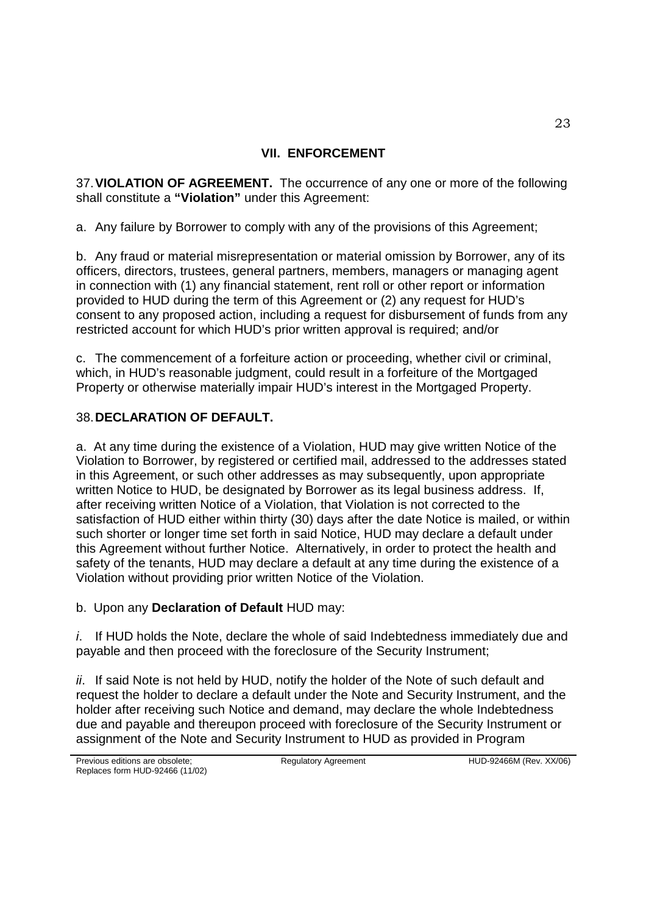## VII. ENFORCEMENT

37. **VIOLATION OF AGREEMENT.** The occurrence of any one or more of the following shall constitute a **"Violation"** under this Agreement:

a. Any failure by Borrower to comply with any of the provisions of this Agreement;

b. Any fraud or material misrepresentation or material omission by Borrower, any of its officers, directors, trustees, general partners, members, managers or managing agent in connection with (1) any financial statement, rent roll or other report or information provided to HUD during the term of this Agreement or (2) any request for HUD's consent to any proposed action, including a request for disbursement of funds from any restricted account for which HUD's prior written approval is required; and/or

c. The commencement of a forfeiture action or proceeding, whether civil or criminal, which, in HUD's reasonable judgment, could result in a forfeiture of the Mortgaged Property or otherwise materially impair HUD's interest in the Mortgaged Property.

38. **DECLARATION OF DEFAULT.**

a. At any time during the existence of a Violation, HUD may give written Notice of the Violation to Borrower, by registered or certified mail, addressed to the addresses stated in this Agreement, or such other addresses as may subsequently, upon appropriate written Notice to HUD, be designated by Borrower as its legal business address. If, after receiving written Notice of a Violation, that Violation is not corrected to the satisfaction of HUD either within thirty (30) days after the date Notice is mailed, or within such shorter or longer time set forth in said Notice, HUD may declare a default under this Agreement without further Notice. Alternatively, in order to protect the health and safety of the tenants, HUD may declare a default at any time during the existence of a Violation without providing prior written Notice of the Violation.

b. Upon any **Declaration of Default** HUD may:

*i*. If HUD holds the Note, declare the whole of said Indebtedness immediately due and payable and then proceed with the foreclosure of the Security Instrument;

*ii*. If said Note is not held by HUD, notify the holder of the Note of such default and request the holder to declare a default under the Note and Security Instrument, and the holder after receiving such Notice and demand, may declare the whole Indebtedness due and payable and thereupon proceed with foreclosure of the Security Instrument or assignment of the Note and Security Instrument to HUD as provided in Program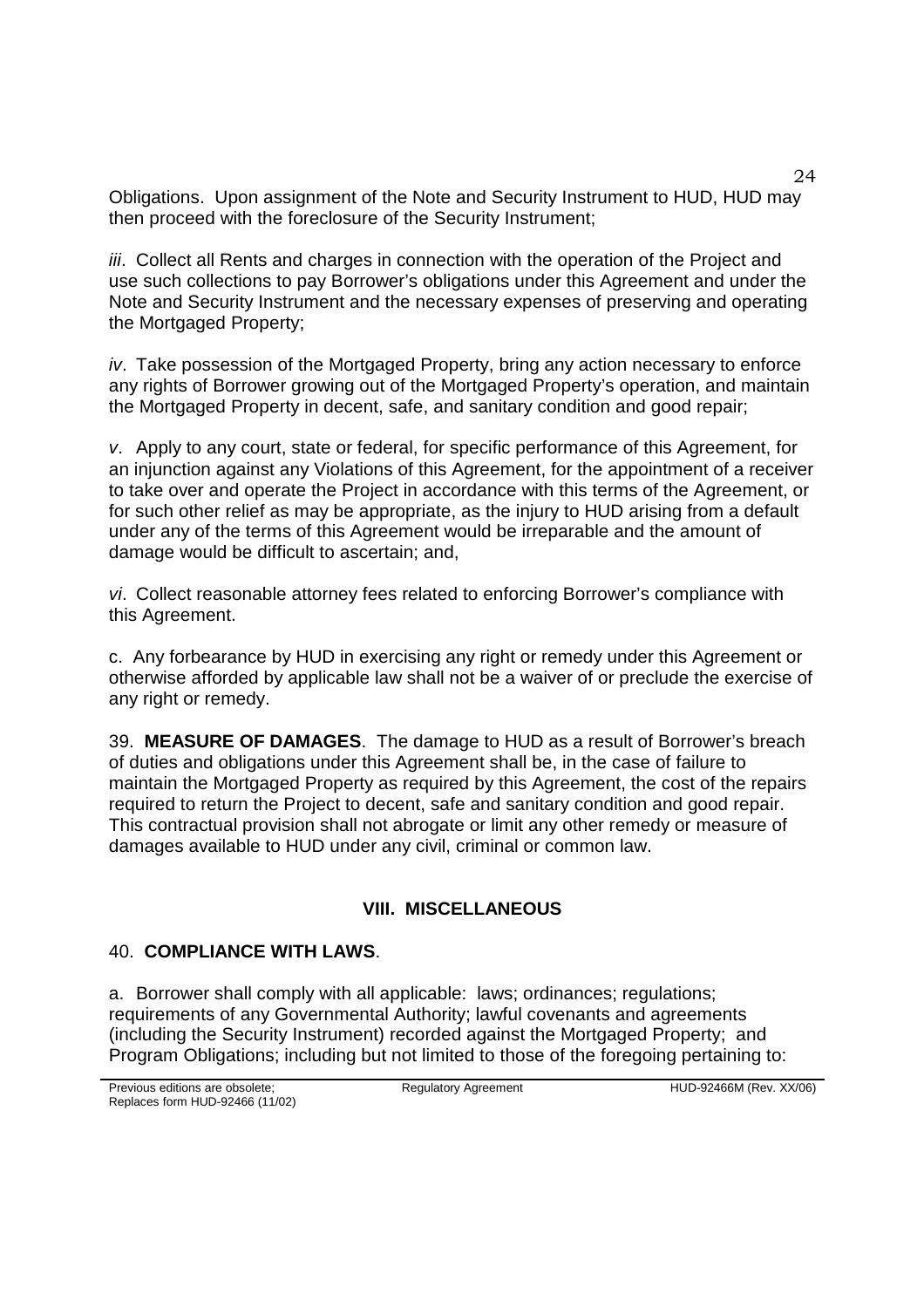Obligations. Upon assignment of the Note and Security Instrument to HUD, HUD may then proceed with the foreclosure of the Security Instrument;

*iii*. Collect all Rents and charges in connection with the operation of the Project and use such collections to pay Borrower's obligations under this Agreement and under the Note and Security Instrument and the necessary expenses of preserving and operating the Mortgaged Property;

*iv*. Take possession of the Mortgaged Property, bring any action necessary to enforce any rights of Borrower growing out of the Mortgaged Property's operation, and maintain the Mortgaged Property in decent, safe, and sanitary condition and good repair;

*v*. Apply to any court, state or federal, for specific performance of this Agreement, for an injunction against any Violations of this Agreement, for the appointment of a receiver to take over and operate the Project in accordance with this terms of the Agreement, or for such other relief as may be appropriate, as the injury to HUD arising from a default under any of the terms of this Agreement would be irreparable and the amount of damage would be difficult to ascertain; and,

*vi*. Collect reasonable attorney fees related to enforcing Borrower's compliance with this Agreement.

c. Any forbearance by HUD in exercising any right or remedy under this Agreement or otherwise afforded by applicable law shall not be a waiver of or preclude the exercise of any right or remedy.

39. **MEASURE OF DAMAGES**. The damage to HUD as a result of Borrower's breach of duties and obligations under this Agreement shall be, in the case of failure to maintain the Mortgaged Property as required by this Agreement, the cost of the repairs required to return the Project to decent, safe and sanitary condition and good repair. This contractual provision shall not abrogate or limit any other remedy or measure of damages available to HUD under any civil, criminal or common law.

## VIII. MISCELLANEOUS

40. **COMPLIANCE WITH LAWS**.

a. Borrower shall comply with all applicable: laws; ordinances; regulations; requirements of any Governmental Authority; lawful covenants and agreements (including the Security Instrument) recorded against the Mortgaged Property; and Program Obligations; including but not limited to those of the foregoing pertaining to: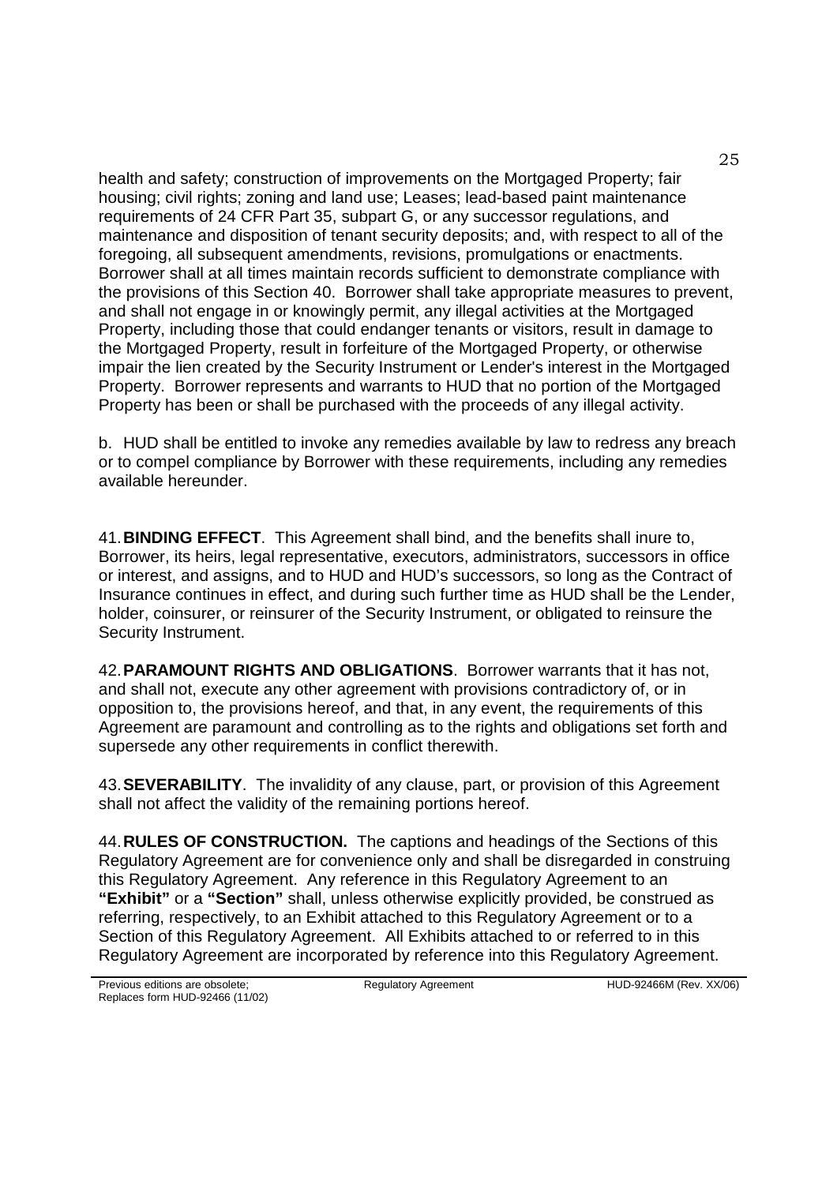health and safety; construction of improvements on the Mortgaged Property; fair housing; civil rights; zoning and land use; Leases; lead-based paint maintenance requirements of 24 CFR Part 35, subpart G, or any successor regulations, and maintenance and disposition of tenant security deposits; and, with respect to all of the foregoing, all subsequent amendments, revisions, promulgations or enactments. Borrower shall at all times maintain records sufficient to demonstrate compliance with the provisions of this Section 40. Borrower shall take appropriate measures to prevent, and shall not engage in or knowingly permit, any illegal activities at the Mortgaged Property, including those that could endanger tenants or visitors, result in damage to the Mortgaged Property, result in forfeiture of the Mortgaged Property, or otherwise impair the lien created by the Security Instrument or Lender's interest in the Mortgaged Property. Borrower represents and warrants to HUD that no portion of the Mortgaged Property has been or shall be purchased with the proceeds of any illegal activity.

b. HUD shall be entitled to invoke any remedies available by law to redress any breach or to compel compliance by Borrower with these requirements, including any remedies available hereunder.

41. **BINDING EFFECT**. This Agreement shall bind, and the benefits shall inure to, Borrower, its heirs, legal representative, executors, administrators, successors in office or interest, and assigns, and to HUD and HUD's successors, so long as the Contract of Insurance continues in effect, and during such further time as HUD shall be the Lender, holder, coinsurer, or reinsurer of the Security Instrument, or obligated to reinsure the Security Instrument.

42. **PARAMOUNT RIGHTS AND OBLIGATIONS**. Borrower warrants that it has not, and shall not, execute any other agreement with provisions contradictory of, or in opposition to, the provisions hereof, and that, in any event, the requirements of this Agreement are paramount and controlling as to the rights and obligations set forth and supersede any other requirements in conflict therewith.

43. **SEVERABILITY**. The invalidity of any clause, part, or provision of this Agreement shall not affect the validity of the remaining portions hereof.

44. **RULES OF CONSTRUCTION.** The captions and headings of the Sections of this Regulatory Agreement are for convenience only and shall be disregarded in construing this Regulatory Agreement. Any reference in this Regulatory Agreement to an **"Exhibit"** or a **"Section"** shall, unless otherwise explicitly provided, be construed as referring, respectively, to an Exhibit attached to this Regulatory Agreement or to a Section of this Regulatory Agreement. All Exhibits attached to or referred to in this Regulatory Agreement are incorporated by reference into this Regulatory Agreement.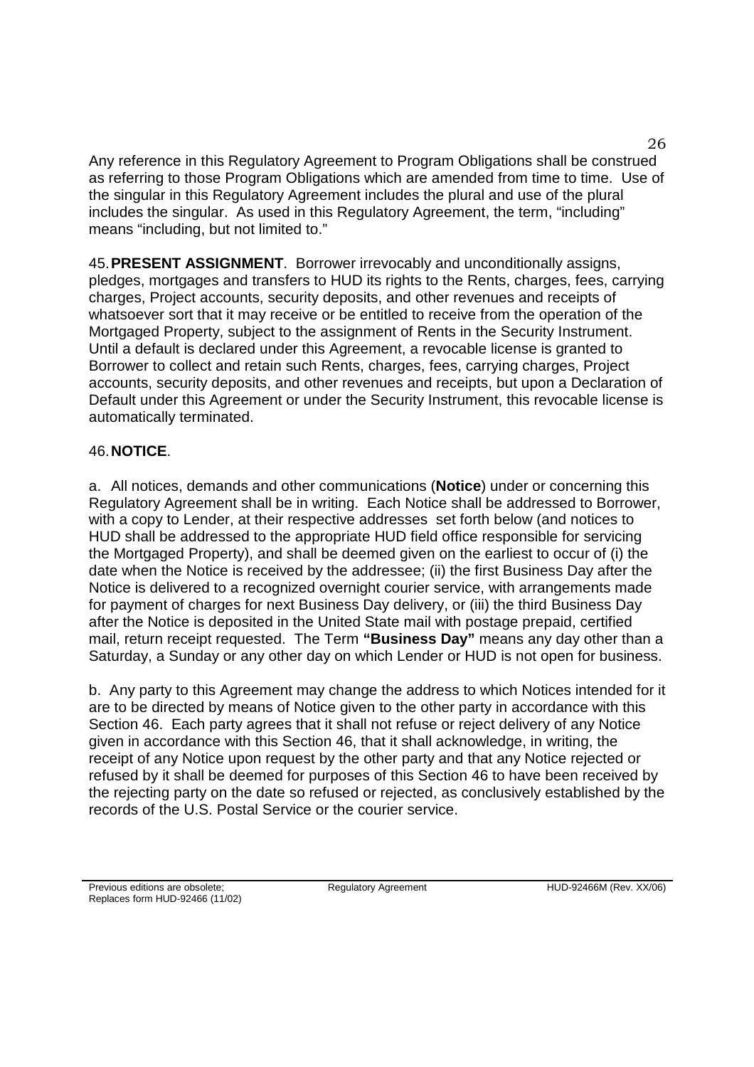Any reference in this Regulatory Agreement to Program Obligations shall be construed as referring to those Program Obligations which are amended from time to time. Use of the singular in this Regulatory Agreement includes the plural and use of the plural includes the singular. As used in this Regulatory Agreement, the term, "including" means "including, but not limited to."

45. **PRESENT ASSIGNMENT**. Borrower irrevocably and unconditionally assigns, pledges, mortgages and transfers to HUD its rights to the Rents, charges, fees, carrying charges, Project accounts, security deposits, and other revenues and receipts of whatsoever sort that it may receive or be entitled to receive from the operation of the Mortgaged Property, subject to the assignment of Rents in the Security Instrument. Until a default is declared under this Agreement, a revocable license is granted to Borrower to collect and retain such Rents, charges, fees, carrying charges, Project accounts, security deposits, and other revenues and receipts, but upon a Declaration of Default under this Agreement or under the Security Instrument, this revocable license is automatically terminated.

46. **NOTICE**.

a. All notices, demands and other communications (**Notice**) under or concerning this Regulatory Agreement shall be in writing. Each Notice shall be addressed to Borrower, with a copy to Lender, at their respective addresses set forth below (and notices to HUD shall be addressed to the appropriate HUD field office responsible for servicing the Mortgaged Property), and shall be deemed given on the earliest to occur of (i) the date when the Notice is received by the addressee; (ii) the first Business Day after the Notice is delivered to a recognized overnight courier service, with arrangements made for payment of charges for next Business Day delivery, or (iii) the third Business Day after the Notice is deposited in the United State mail with postage prepaid, certified mail, return receipt requested. The Term **"Business Day"** means any day other than a Saturday, a Sunday or any other day on which Lender or HUD is not open for business.

b. Any party to this Agreement may change the address to which Notices intended for it are to be directed by means of Notice given to the other party in accordance with this Section 46. Each party agrees that it shall not refuse or reject delivery of any Notice given in accordance with this Section 46, that it shall acknowledge, in writing, the receipt of any Notice upon request by the other party and that any Notice rejected or refused by it shall be deemed for purposes of this Section 46 to have been received by the rejecting party on the date so refused or rejected, as conclusively established by the records of the U.S. Postal Service or the courier service.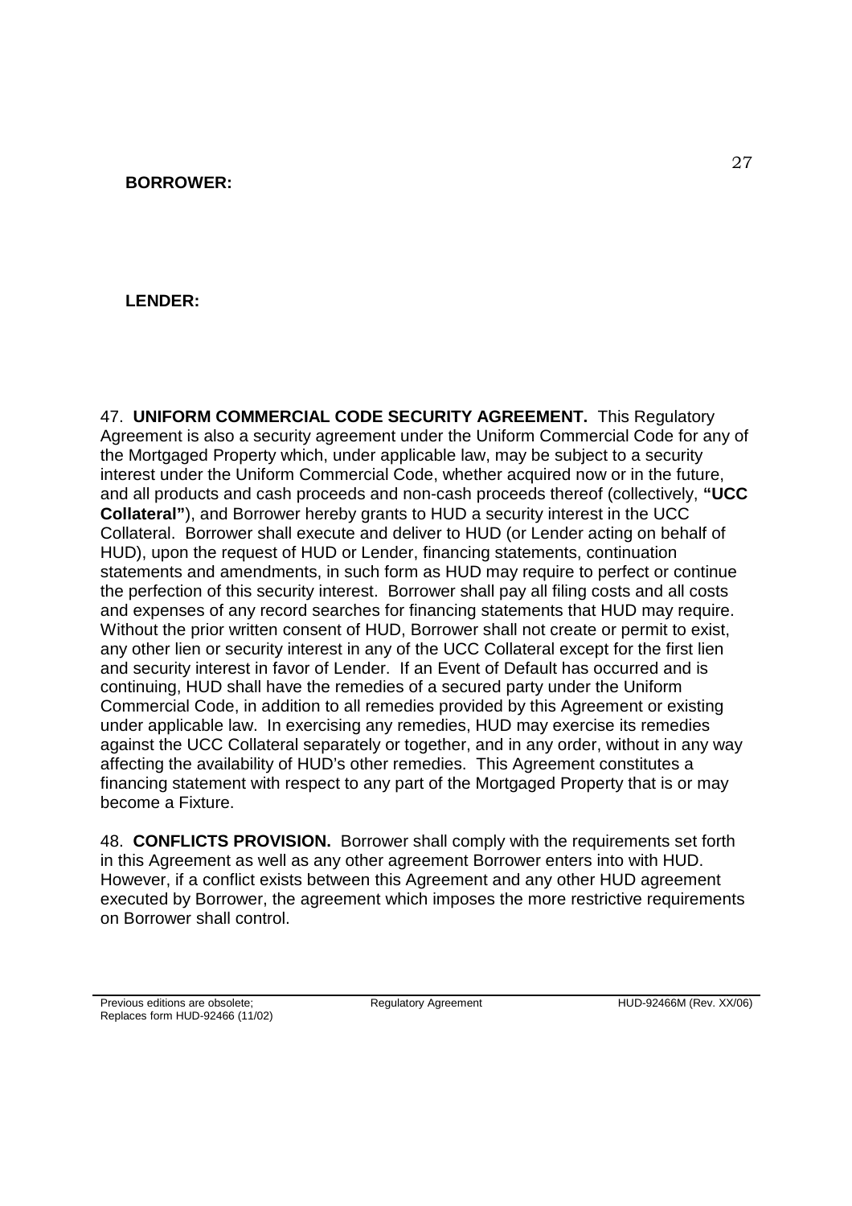**BORROWER:**

**LENDER:**

47. **UNIFORM COMMERCIAL CODE SECURITY AGREEMENT.** This Regulatory Agreement is also a security agreement under the Uniform Commercial Code for any of the Mortgaged Property which, under applicable law, may be subject to a security interest under the Uniform Commercial Code, whether acquired now or in the future, and all products and cash proceeds and non-cash proceeds thereof (collectively, **"UCC Collateral"**), and Borrower hereby grants to HUD a security interest in the UCC Collateral. Borrower shall execute and deliver to HUD (or Lender acting on behalf of HUD), upon the request of HUD or Lender, financing statements, continuation statements and amendments, in such form as HUD may require to perfect or continue the perfection of this security interest. Borrower shall pay all filing costs and all costs and expenses of any record searches for financing statements that HUD may require. Without the prior written consent of HUD, Borrower shall not create or permit to exist, any other lien or security interest in any of the UCC Collateral except for the first lien and security interest in favor of Lender. If an Event of Default has occurred and is continuing, HUD shall have the remedies of a secured party under the Uniform Commercial Code, in addition to all remedies provided by this Agreement or existing under applicable law. In exercising any remedies, HUD may exercise its remedies against the UCC Collateral separately or together, and in any order, without in any way affecting the availability of HUD's other remedies. This Agreement constitutes a financing statement with respect to any part of the Mortgaged Property that is or may become a Fixture.

48. **CONFLICTS PROVISION.** Borrower shall comply with the requirements set forth in this Agreement as well as any other agreement Borrower enters into with HUD. However, if a conflict exists between this Agreement and any other HUD agreement executed by Borrower, the agreement which imposes the more restrictive requirements on Borrower shall control.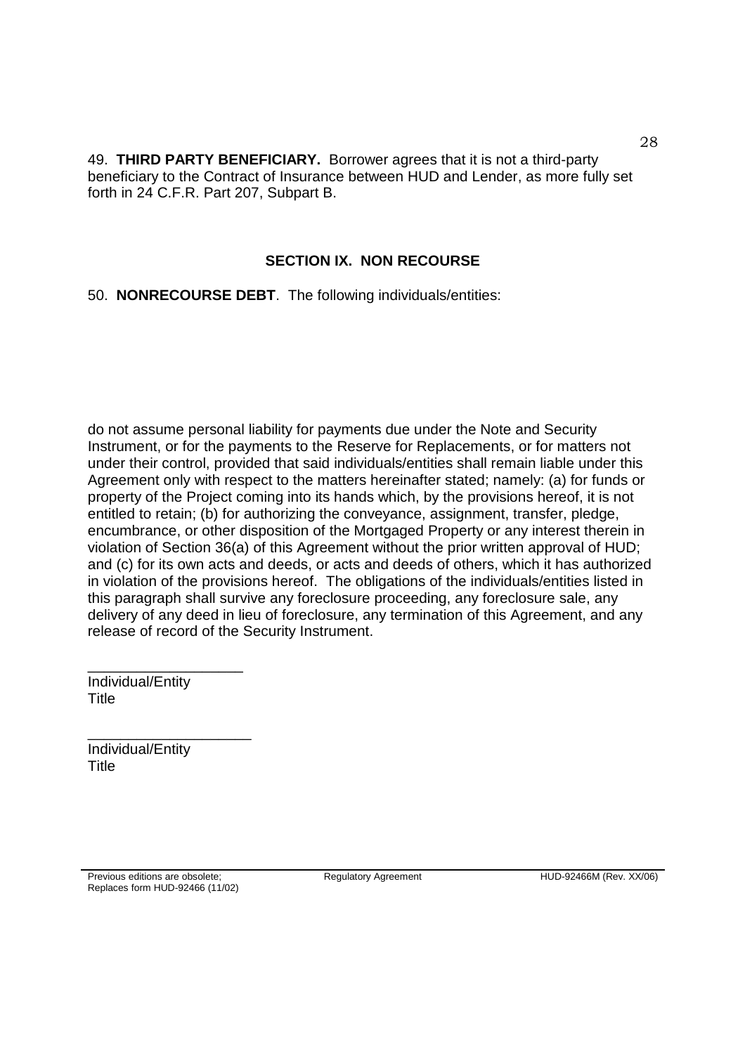49. **THIRD PARTY BENEFICIARY.** Borrower agrees that it is not a third-party beneficiary to the Contract of Insurance between HUD and Lender, as more fully set forth in 24 C.F.R. Part 207, Subpart B.

## SECTION IX. NON RECOURSE

50. **NONRECOURSE DEBT**. The following individuals/entities:

do not assume personal liability for payments due under the Note and Security Instrument, or for the payments to the Reserve for Replacements, or for matters not under their control, provided that said individuals/entities shall remain liable under this Agreement only with respect to the matters hereinafter stated; namely: (a) for funds or property of the Project coming into its hands which, by the provisions hereof, it is not entitled to retain; (b) for authorizing the conveyance, assignment, transfer, pledge, encumbrance, or other disposition of the Mortgaged Property or any interest therein in violation of Section 36(a) of this Agreement without the prior written approval of HUD; and (c) for its own acts and deeds, or acts and deeds of others, which it has authorized in violation of the provisions hereof. The obligations of the individuals/entities listed in this paragraph shall survive any foreclosure proceeding, any foreclosure sale, any delivery of any deed in lieu of foreclosure, any termination of this Agreement, and any release of record of the Security Instrument.

___________________
Individual/Entity
Title

____________________
Individual/Entity
Title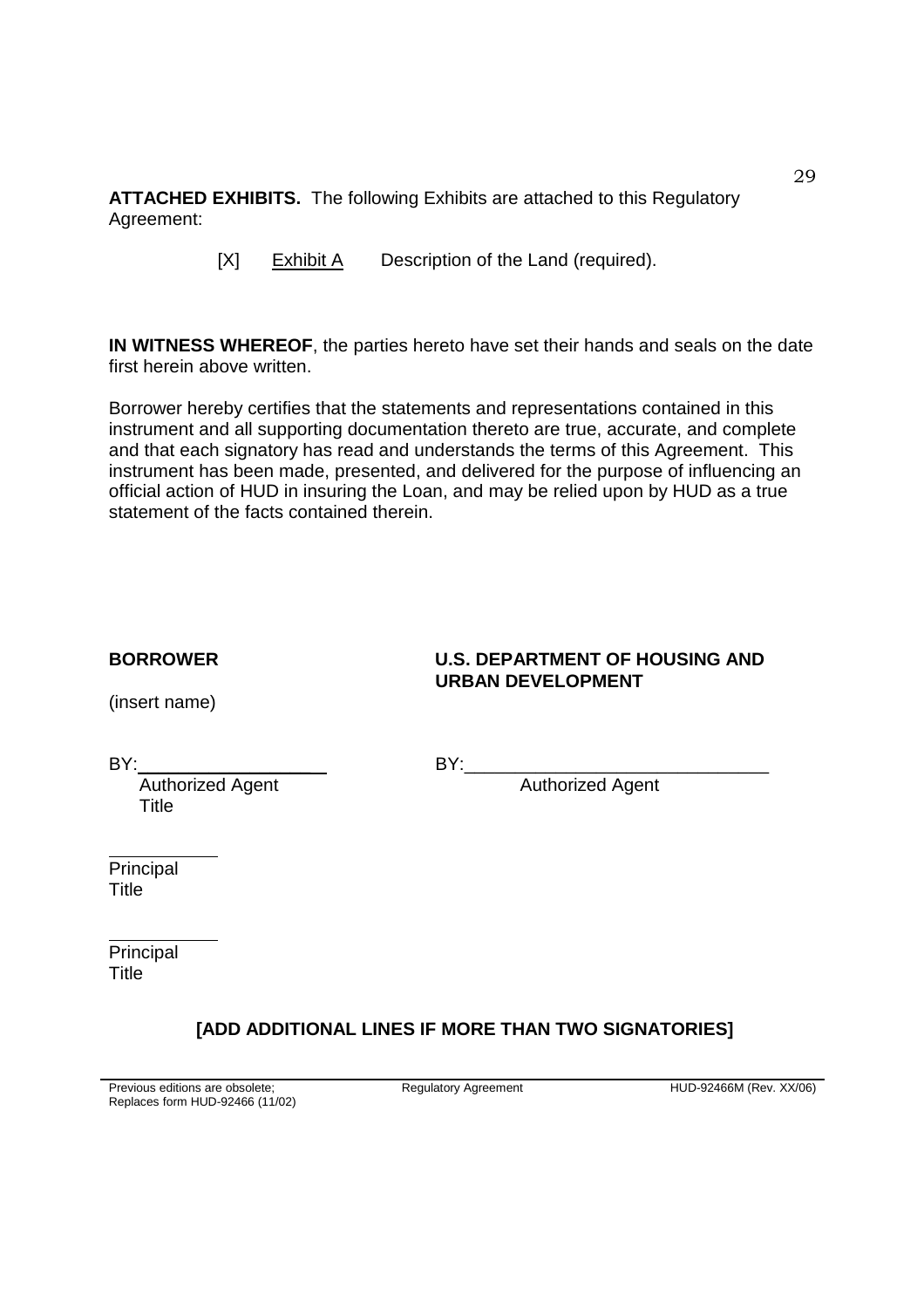**ATTACHED EXHIBITS.** The following Exhibits are attached to this Regulatory Agreement:

[X] Exhibit A Description of the Land (required).

**IN WITNESS WHEREOF**, the parties hereto have set their hands and seals on the date first herein above written.

Borrower hereby certifies that the statements and representations contained in this instrument and all supporting documentation thereto are true, accurate, and complete and that each signatory has read and understands the terms of this Agreement. This instrument has been made, presented, and delivered for the purpose of influencing an official action of HUD in insuring the Loan, and may be relied upon by HUD as a true statement of the facts contained therein.

**BORROWER**

(insert name)

BY:\_\_\_\_\_\_\_\_\_\_\_\_\_\_\_\_\_\_\_
Authorized Agent
Title

\_\_\_\_\_\_\_\_\_\_\_
Principal
Title

\_\_\_\_\_\_\_\_\_\_\_
Principal
Title

**U.S. DEPARTMENT OF HOUSING AND URBAN DEVELOPMENT**

BY:\_\_\_\_\_\_\_\_\_\_\_\_\_\_\_\_\_\_\_\_\_\_\_\_\_\_\_\_\_\_
Authorized Agent

**[ADD ADDITIONAL LINES IF MORE THAN TWO SIGNATORIES]**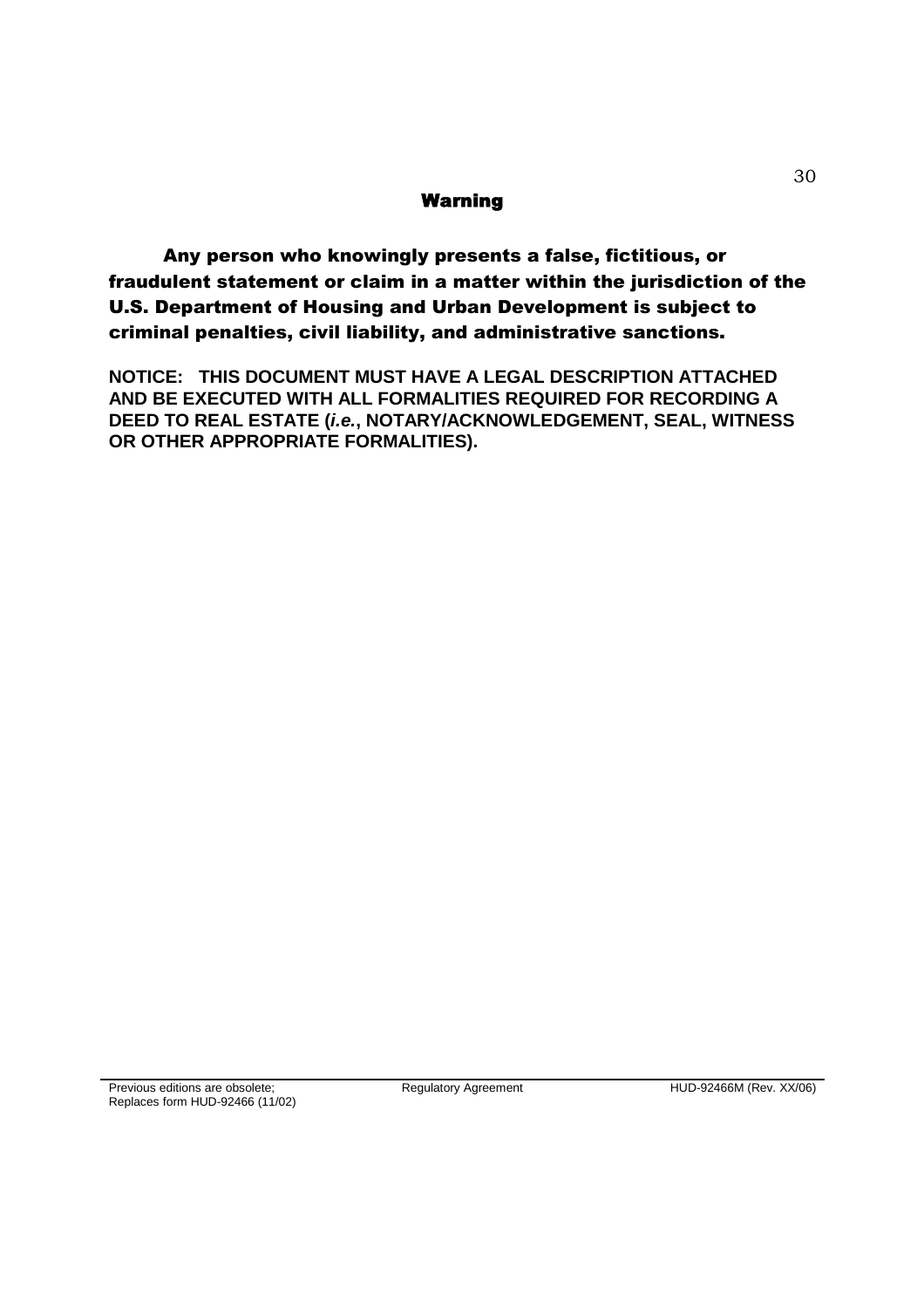## Warning

**Any person who knowingly presents a false, fictitious, or fraudulent statement or claim in a matter within the jurisdiction of the U.S. Department of Housing and Urban Development is subject to criminal penalties, civil liability, and administrative sanctions.**

**NOTICE: THIS DOCUMENT MUST HAVE A LEGAL DESCRIPTION ATTACHED AND BE EXECUTED WITH ALL FORMALITIES REQUIRED FOR RECORDING A DEED TO REAL ESTATE (*i.e.*, NOTARY/ACKNOWLEDGEMENT, SEAL, WITNESS OR OTHER APPROPRIATE FORMALITIES).**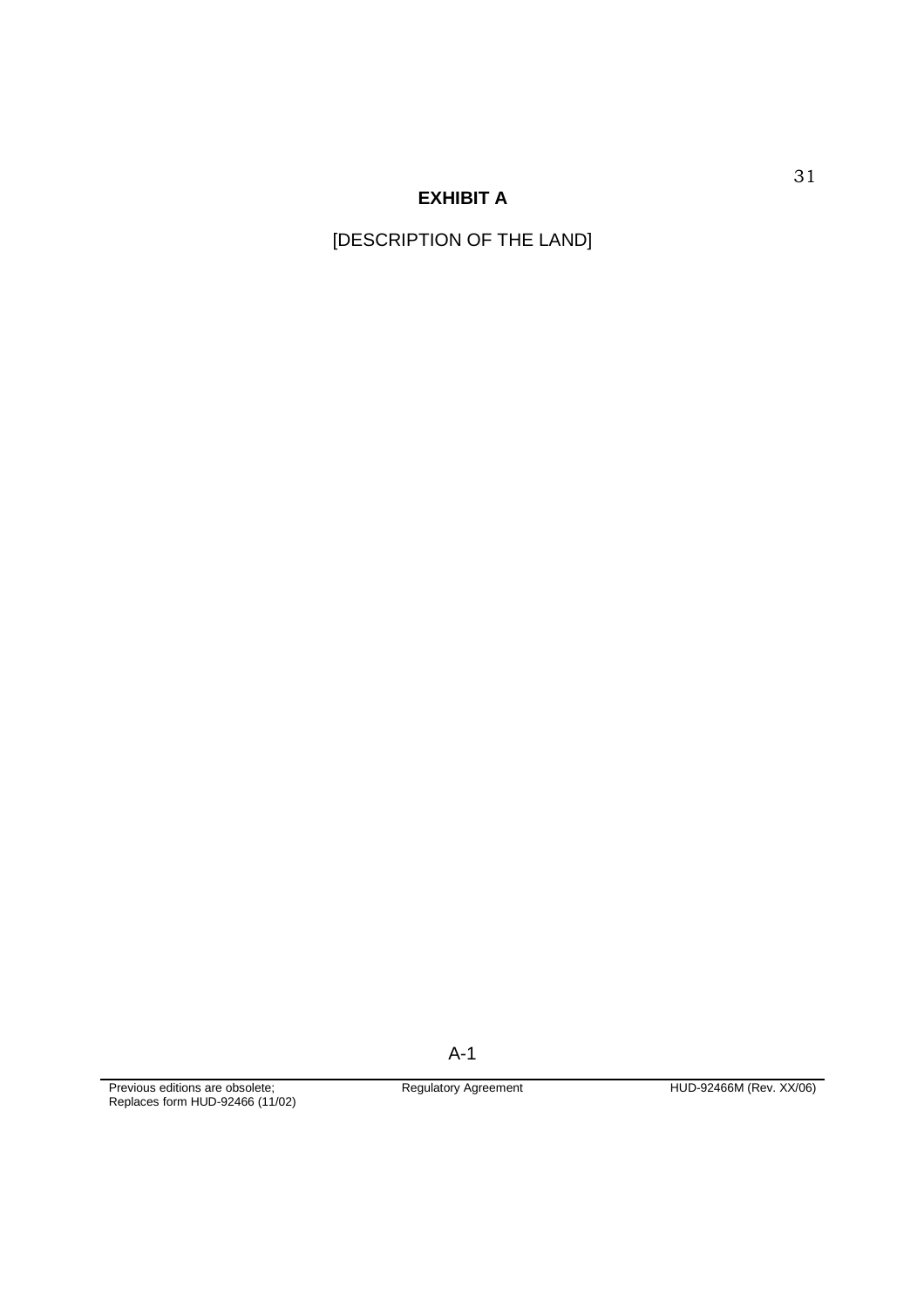# EXHIBIT A

[DESCRIPTION OF THE LAND]

A-1